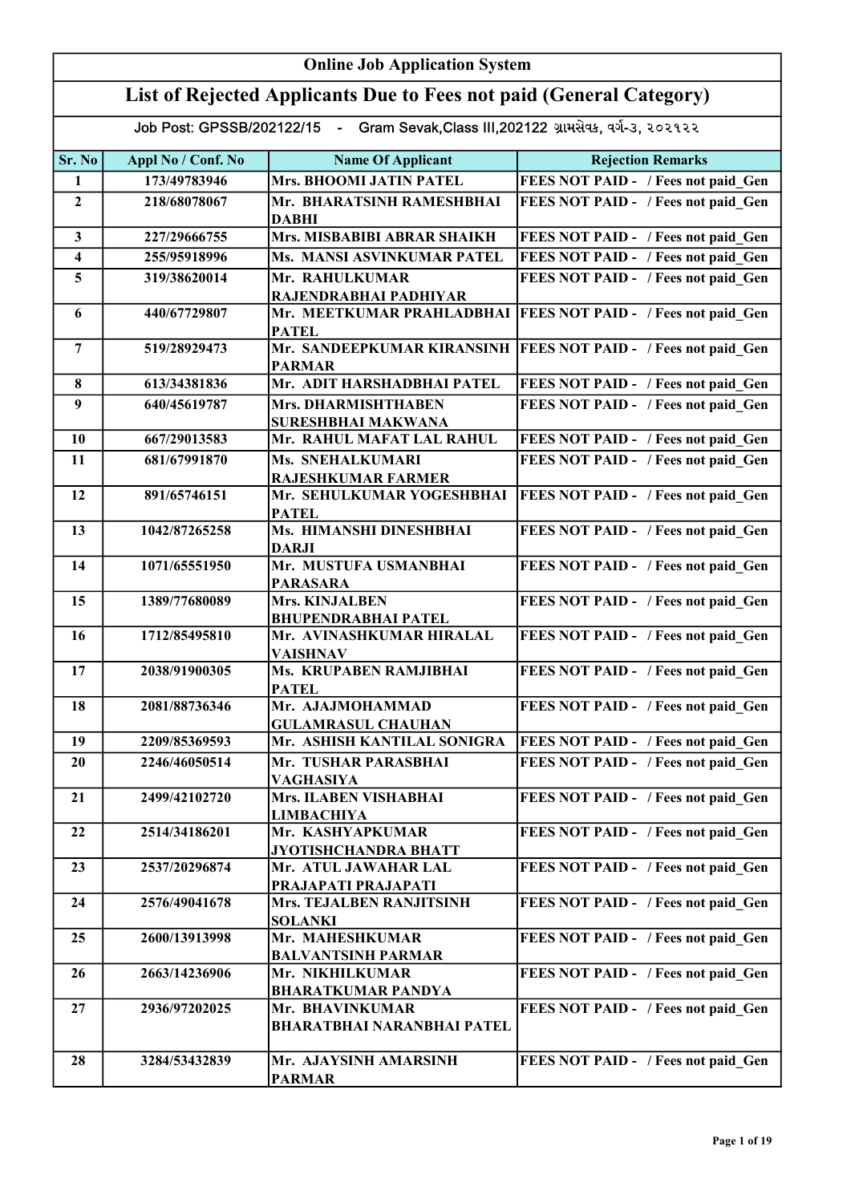# Online Job Application System

## List of Rejected Applicants Due to Fees not paid (General Category)

Job Post: GPSSB/202122/15 - Gram Sevak,Class III,202122 ગ્રામસેવક, વર્ગ-૩, ૨૦૨૧૨૨

| Sr. No | Appl No / Conf. No | Name Of Applicant | Rejection Remarks |
|---|---|---|---|
| 1 | 173/49783946 | Mrs. BHOOMI JATIN PATEL | FEES NOT PAID - / Fees not paid_Gen |
| 2 | 218/68078067 | Mr. BHARATSINH RAMESHBHAI DABHI | FEES NOT PAID - / Fees not paid_Gen |
| 3 | 227/29666755 | Mrs. MISBABIBI ABRAR SHAIKH | FEES NOT PAID - / Fees not paid_Gen |
| 4 | 255/95918996 | Ms. MANSI ASVINKUMAR PATEL | FEES NOT PAID - / Fees not paid_Gen |
| 5 | 319/38620014 | Mr. RAHULKUMAR RAJENDRABHAI PADHIYAR | FEES NOT PAID - / Fees not paid_Gen |
| 6 | 440/67729807 | Mr. MEETKUMAR PRAHLADBHAI PATEL | FEES NOT PAID - / Fees not paid_Gen |
| 7 | 519/28929473 | Mr. SANDEEPKUMAR KIRANSINH PARMAR | FEES NOT PAID - / Fees not paid_Gen |
| 8 | 613/34381836 | Mr. ADIT HARSHADBHAI PATEL | FEES NOT PAID - / Fees not paid_Gen |
| 9 | 640/45619787 | Mrs. DHARMISHTHABEN SURESHBHAI MAKWANA | FEES NOT PAID - / Fees not paid_Gen |
| 10 | 667/29013583 | Mr. RAHUL MAFAT LAL RAHUL | FEES NOT PAID - / Fees not paid_Gen |
| 11 | 681/67991870 | Ms. SNEHALKUMARI RAJESHKUMAR FARMER | FEES NOT PAID - / Fees not paid_Gen |
| 12 | 891/65746151 | Mr. SEHULKUMAR YOGESHBHAI PATEL | FEES NOT PAID - / Fees not paid_Gen |
| 13 | 1042/87265258 | Ms. HIMANSHI DINESHBHAI DARJI | FEES NOT PAID - / Fees not paid_Gen |
| 14 | 1071/65551950 | Mr. MUSTUFA USMANBHAI PARASARA | FEES NOT PAID - / Fees not paid_Gen |
| 15 | 1389/77680089 | Mrs. KINJALBEN BHUPENDRABHAI PATEL | FEES NOT PAID - / Fees not paid_Gen |
| 16 | 1712/85495810 | Mr. AVINASHKUMAR HIRALAL VAISHNAV | FEES NOT PAID - / Fees not paid_Gen |
| 17 | 2038/91900305 | Ms. KRUPABEN RAMJIBHAI PATEL | FEES NOT PAID - / Fees not paid_Gen |
| 18 | 2081/88736346 | Mr. AJAJMOHAMMAD GULAMRASUL CHAUHAN | FEES NOT PAID - / Fees not paid_Gen |
| 19 | 2209/85369593 | Mr. ASHISH KANTILAL SONIGRA | FEES NOT PAID - / Fees not paid_Gen |
| 20 | 2246/46050514 | Mr. TUSHAR PARASBHAI VAGHASIYA | FEES NOT PAID - / Fees not paid_Gen |
| 21 | 2499/42102720 | Mrs. ILABEN VISHABHAI LIMBACHIYA | FEES NOT PAID - / Fees not paid_Gen |
| 22 | 2514/34186201 | Mr. KASHYAPKUMAR JYOTISHCHANDRA BHATT | FEES NOT PAID - / Fees not paid_Gen |
| 23 | 2537/20296874 | Mr. ATUL JAWAHAR LAL PRAJAPATI PRAJAPATI | FEES NOT PAID - / Fees not paid_Gen |
| 24 | 2576/49041678 | Mrs. TEJALBEN RANJITSINH SOLANKI | FEES NOT PAID - / Fees not paid_Gen |
| 25 | 2600/13913998 | Mr. MAHESHKUMAR BALVANTSINH PARMAR | FEES NOT PAID - / Fees not paid_Gen |
| 26 | 2663/14236906 | Mr. NIKHILKUMAR BHARATKUMAR PANDYA | FEES NOT PAID - / Fees not paid_Gen |
| 27 | 2936/97202025 | Mr. BHAVINKUMAR BHARATBHAI NARANBHAI PATEL | FEES NOT PAID - / Fees not paid_Gen |
| 28 | 3284/53432839 | Mr. AJAYSINH AMARSINH PARMAR | FEES NOT PAID - / Fees not paid_Gen |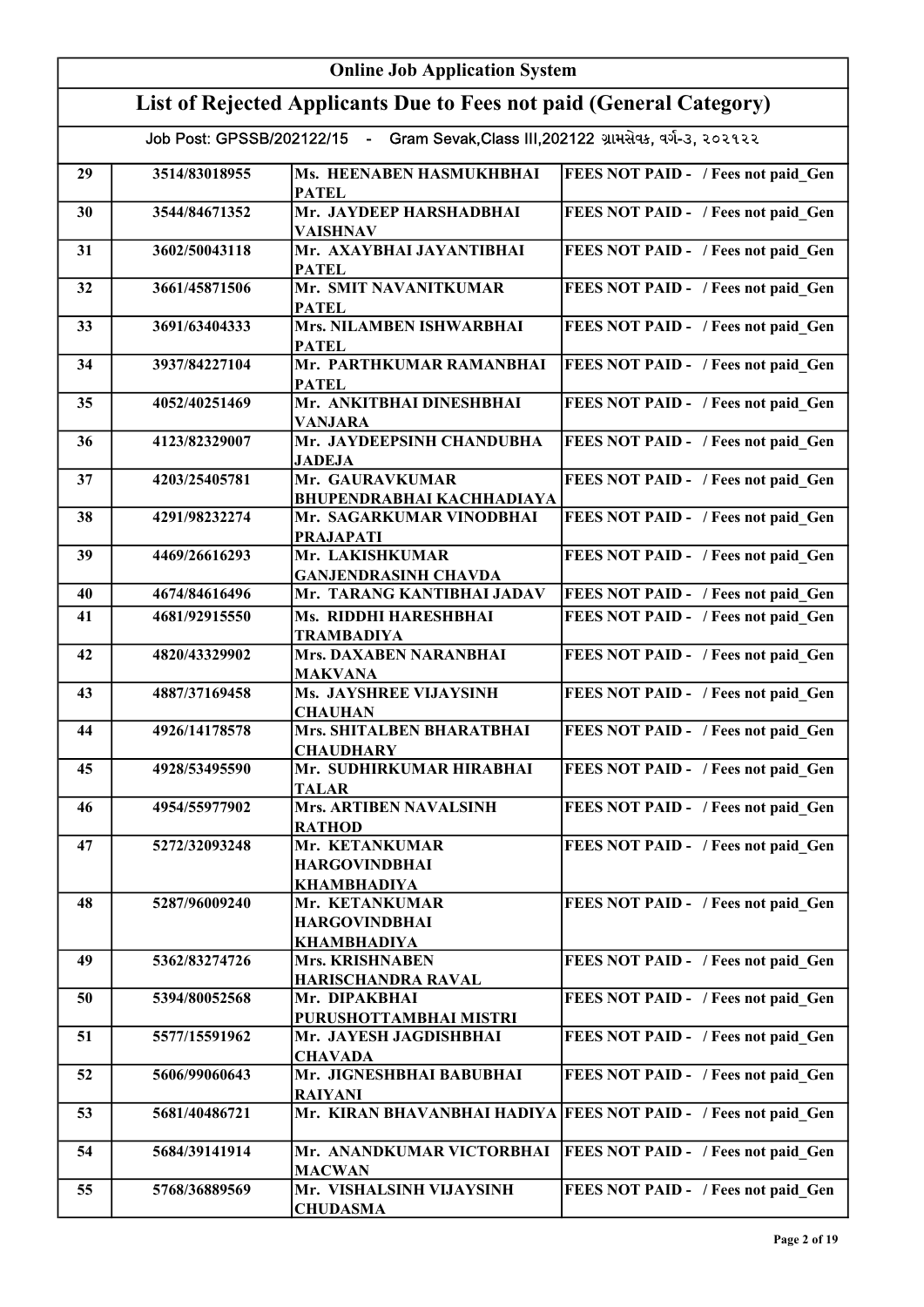# Online Job Application System

## List of Rejected Applicants Due to Fees not paid (General Category)

Job Post: GPSSB/202122/15 - Gram Sevak,Class III,202122 ગ્રામસેવક, વર્ગ-૩, ૨૦૨૧૨૨

| | | | |
|---|---|---|---|
| 29 | 3514/83018955 | Ms. HEENABEN HASMUKHBHAI PATEL | FEES NOT PAID - / Fees not paid_Gen |
| 30 | 3544/84671352 | Mr. JAYDEEP HARSHADBHAI VAISHNAV | FEES NOT PAID - / Fees not paid_Gen |
| 31 | 3602/50043118 | Mr. AXAYBHAI JAYANTIBHAI PATEL | FEES NOT PAID - / Fees not paid_Gen |
| 32 | 3661/45871506 | Mr. SMIT NAVANITKUMAR PATEL | FEES NOT PAID - / Fees not paid_Gen |
| 33 | 3691/63404333 | Mrs. NILAMBEN ISHWARBHAI PATEL | FEES NOT PAID - / Fees not paid_Gen |
| 34 | 3937/84227104 | Mr. PARTHKUMAR RAMANBHAI PATEL | FEES NOT PAID - / Fees not paid_Gen |
| 35 | 4052/40251469 | Mr. ANKITBHAI DINESHBHAI VANJARA | FEES NOT PAID - / Fees not paid_Gen |
| 36 | 4123/82329007 | Mr. JAYDEEPSINH CHANDUBHA JADEJA | FEES NOT PAID - / Fees not paid_Gen |
| 37 | 4203/25405781 | Mr. GAURAVKUMAR BHUPENDRABHAI KACHHADIAYA | FEES NOT PAID - / Fees not paid_Gen |
| 38 | 4291/98232274 | Mr. SAGARKUMAR VINODBHAI PRAJAPATI | FEES NOT PAID - / Fees not paid_Gen |
| 39 | 4469/26616293 | Mr. LAKISHKUMAR GANJENDRASINH CHAVDA | FEES NOT PAID - / Fees not paid_Gen |
| 40 | 4674/84616496 | Mr. TARANG KANTIBHAI JADAV | FEES NOT PAID - / Fees not paid_Gen |
| 41 | 4681/92915550 | Ms. RIDDHI HARESHBHAI TRAMBADIYA | FEES NOT PAID - / Fees not paid_Gen |
| 42 | 4820/43329902 | Mrs. DAXABEN NARANBHAI MAKVANA | FEES NOT PAID - / Fees not paid_Gen |
| 43 | 4887/37169458 | Ms. JAYSHREE VIJAYSINH CHAUHAN | FEES NOT PAID - / Fees not paid_Gen |
| 44 | 4926/14178578 | Mrs. SHITALBEN BHARATBHAI CHAUDHARY | FEES NOT PAID - / Fees not paid_Gen |
| 45 | 4928/53495590 | Mr. SUDHIRKUMAR HIRABHAI TALAR | FEES NOT PAID - / Fees not paid_Gen |
| 46 | 4954/55977902 | Mrs. ARTIBEN NAVALSINH RATHOD | FEES NOT PAID - / Fees not paid_Gen |
| 47 | 5272/32093248 | Mr. KETANKUMAR HARGOVINDBHAI KHAMBHADIYA | FEES NOT PAID - / Fees not paid_Gen |
| 48 | 5287/96009240 | Mr. KETANKUMAR HARGOVINDBHAI KHAMBHADIYA | FEES NOT PAID - / Fees not paid_Gen |
| 49 | 5362/83274726 | Mrs. KRISHNABEN HARISCHANDRA RAVAL | FEES NOT PAID - / Fees not paid_Gen |
| 50 | 5394/80052568 | Mr. DIPAKBHAI PURUSHOTTAMBHAI MISTRI | FEES NOT PAID - / Fees not paid_Gen |
| 51 | 5577/15591962 | Mr. JAYESH JAGDISHBHAI CHAVADA | FEES NOT PAID - / Fees not paid_Gen |
| 52 | 5606/99060643 | Mr. JIGNESHBHAI BABUBHAI RAIYANI | FEES NOT PAID - / Fees not paid_Gen |
| 53 | 5681/40486721 | Mr. KIRAN BHAVANBHAI HADIYA | FEES NOT PAID - / Fees not paid_Gen |
| 54 | 5684/39141914 | Mr. ANANDKUMAR VICTORBHAI MACWAN | FEES NOT PAID - / Fees not paid_Gen |
| 55 | 5768/36889569 | Mr. VISHALSINH VIJAYSINH CHUDASMA | FEES NOT PAID - / Fees not paid_Gen |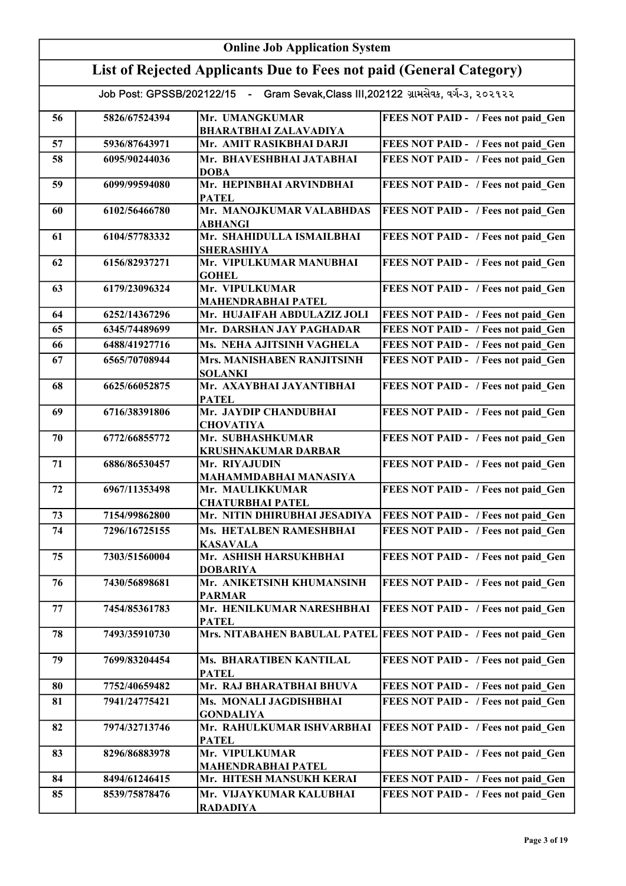| Online Job Application System | | | |
|---|---|---|---|
| **List of Rejected Applicants Due to Fees not paid (General Category)** | | | |
| Job Post: GPSSB/202122/15 - Gram Sevak,Class III,202122 ગ્રામસેવક, વર્ગ-૩, ૨૦૨૧૨૨ | | | |
| 56 | 5826/67524394 | Mr. UMANGKUMAR BHARATBHAI ZALAVADIYA | FEES NOT PAID - / Fees not paid_Gen |
| 57 | 5936/87643971 | Mr. AMIT RASIKBHAI DARJI | FEES NOT PAID - / Fees not paid_Gen |
| 58 | 6095/90244036 | Mr. BHAVESHBHAI JATABHAI DOBA | FEES NOT PAID - / Fees not paid_Gen |
| 59 | 6099/99594080 | Mr. HEPINBHAI ARVINDBHAI PATEL | FEES NOT PAID - / Fees not paid_Gen |
| 60 | 6102/56466780 | Mr. MANOJKUMAR VALABHDAS ABHANGI | FEES NOT PAID - / Fees not paid_Gen |
| 61 | 6104/57783332 | Mr. SHAHIDULLA ISMAILBHAI SHERASHIYA | FEES NOT PAID - / Fees not paid_Gen |
| 62 | 6156/82937271 | Mr. VIPULKUMAR MANUBHAI GOHEL | FEES NOT PAID - / Fees not paid_Gen |
| 63 | 6179/23096324 | Mr. VIPULKUMAR MAHENDRABHAI PATEL | FEES NOT PAID - / Fees not paid_Gen |
| 64 | 6252/14367296 | Mr. HUJAIFAH ABDULAZIZ JOLI | FEES NOT PAID - / Fees not paid_Gen |
| 65 | 6345/74489699 | Mr. DARSHAN JAY PAGHADAR | FEES NOT PAID - / Fees not paid_Gen |
| 66 | 6488/41927716 | Ms. NEHA AJITSINH VAGHELA | FEES NOT PAID - / Fees not paid_Gen |
| 67 | 6565/70708944 | Mrs. MANISHABEN RANJITSINH SOLANKI | FEES NOT PAID - / Fees not paid_Gen |
| 68 | 6625/66052875 | Mr. AXAYBHAI JAYANTIBHAI PATEL | FEES NOT PAID - / Fees not paid_Gen |
| 69 | 6716/38391806 | Mr. JAYDIP CHANDUBHAI CHOVATIYA | FEES NOT PAID - / Fees not paid_Gen |
| 70 | 6772/66855772 | Mr. SUBHASHKUMAR KRUSHNAKUMAR DARBAR | FEES NOT PAID - / Fees not paid_Gen |
| 71 | 6886/86530457 | Mr. RIYAJUDIN MAHAMMDABHAI MANASIYA | FEES NOT PAID - / Fees not paid_Gen |
| 72 | 6967/11353498 | Mr. MAULIKKUMAR CHATURBHAI PATEL | FEES NOT PAID - / Fees not paid_Gen |
| 73 | 7154/99862800 | Mr. NITIN DHIRUBHAI JESADIYA | FEES NOT PAID - / Fees not paid_Gen |
| 74 | 7296/16725155 | Ms. HETALBEN RAMESHBHAI KASAVALA | FEES NOT PAID - / Fees not paid_Gen |
| 75 | 7303/51560004 | Mr. ASHISH HARSUKHBHAI DOBARIYA | FEES NOT PAID - / Fees not paid_Gen |
| 76 | 7430/56898681 | Mr. ANIKETSINH KHUMANSINH PARMAR | FEES NOT PAID - / Fees not paid_Gen |
| 77 | 7454/85361783 | Mr. HENILKUMAR NARESHBHAI PATEL | FEES NOT PAID - / Fees not paid_Gen |
| 78 | 7493/35910730 | Mrs. NITABAHEN BABULAL PATEL | FEES NOT PAID - / Fees not paid_Gen |
| 79 | 7699/83204454 | Ms. BHARATIBEN KANTILAL PATEL | FEES NOT PAID - / Fees not paid_Gen |
| 80 | 7752/40659482 | Mr. RAJ BHARATBHAI BHUVA | FEES NOT PAID - / Fees not paid_Gen |
| 81 | 7941/24775421 | Ms. MONALI JAGDISHBHAI GONDALIYA | FEES NOT PAID - / Fees not paid_Gen |
| 82 | 7974/32713746 | Mr. RAHULKUMAR ISHVARBHAI PATEL | FEES NOT PAID - / Fees not paid_Gen |
| 83 | 8296/86883978 | Mr. VIPULKUMAR MAHENDRABHAI PATEL | FEES NOT PAID - / Fees not paid_Gen |
| 84 | 8494/61246415 | Mr. HITESH MANSUKH KERAI | FEES NOT PAID - / Fees not paid_Gen |
| 85 | 8539/75878476 | Mr. VIJAYKUMAR KALUBHAI RADADIYA | FEES NOT PAID - / Fees not paid_Gen |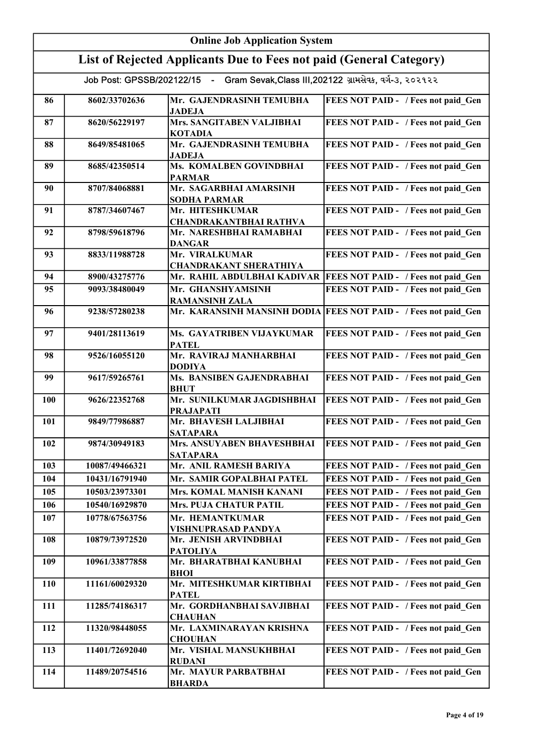# Online Job Application System

## List of Rejected Applicants Due to Fees not paid (General Category)

Job Post: GPSSB/202122/15 - Gram Sevak,Class III,202122 ગ્રામસેવક, વર્ગ-૩, ૨૦૨૧૨૨

| | | | |
|---|---|---|---|
| 86 | 8602/33702636 | Mr. GAJENDRASINH TEMUBHA JADEJA | FEES NOT PAID - / Fees not paid_Gen |
| 87 | 8620/56229197 | Mrs. SANGITABEN VALJIBHAI KOTADIA | FEES NOT PAID - / Fees not paid_Gen |
| 88 | 8649/85481065 | Mr. GAJENDRASINH TEMUBHA JADEJA | FEES NOT PAID - / Fees not paid_Gen |
| 89 | 8685/42350514 | Ms. KOMALBEN GOVINDBHAI PARMAR | FEES NOT PAID - / Fees not paid_Gen |
| 90 | 8707/84068881 | Mr. SAGARBHAI AMARSINH SODHA PARMAR | FEES NOT PAID - / Fees not paid_Gen |
| 91 | 8787/34607467 | Mr. HITESHKUMAR CHANDRAKANTBHAI RATHVA | FEES NOT PAID - / Fees not paid_Gen |
| 92 | 8798/59618796 | Mr. NARESHBHAI RAMABHAI DANGAR | FEES NOT PAID - / Fees not paid_Gen |
| 93 | 8833/11988728 | Mr. VIRALKUMAR CHANDRAKANT SHERATHIYA | FEES NOT PAID - / Fees not paid_Gen |
| 94 | 8900/43275776 | Mr. RAHIL ABDULBHAI KADIVAR | FEES NOT PAID - / Fees not paid_Gen |
| 95 | 9093/38480049 | Mr. GHANSHYAMSINH RAMANSINH ZALA | FEES NOT PAID - / Fees not paid_Gen |
| 96 | 9238/57280238 | Mr. KARANSINH MANSINH DODIA | FEES NOT PAID - / Fees not paid_Gen |
| 97 | 9401/28113619 | Ms. GAYATRIBEN VIJAYKUMAR PATEL | FEES NOT PAID - / Fees not paid_Gen |
| 98 | 9526/16055120 | Mr. RAVIRAJ MANHARBHAI DODIYA | FEES NOT PAID - / Fees not paid_Gen |
| 99 | 9617/59265761 | Ms. BANSIBEN GAJENDRABHAI BHUT | FEES NOT PAID - / Fees not paid_Gen |
| 100 | 9626/22352768 | Mr. SUNILKUMAR JAGDISHBHAI PRAJAPATI | FEES NOT PAID - / Fees not paid_Gen |
| 101 | 9849/77986887 | Mr. BHAVESH LALJIBHAI SATAPARA | FEES NOT PAID - / Fees not paid_Gen |
| 102 | 9874/30949183 | Mrs. ANSUYABEN BHAVESHBHAI SATAPARA | FEES NOT PAID - / Fees not paid_Gen |
| 103 | 10087/49466321 | Mr. ANIL RAMESH BARIYA | FEES NOT PAID - / Fees not paid_Gen |
| 104 | 10431/16791940 | Mr. SAMIR GOPALBHAI PATEL | FEES NOT PAID - / Fees not paid_Gen |
| 105 | 10503/23973301 | Mrs. KOMAL MANISH KANANI | FEES NOT PAID - / Fees not paid_Gen |
| 106 | 10540/16929870 | Mrs. PUJA CHATUR PATIL | FEES NOT PAID - / Fees not paid_Gen |
| 107 | 10778/67563756 | Mr. HEMANTKUMAR VISHNUPRASAD PANDYA | FEES NOT PAID - / Fees not paid_Gen |
| 108 | 10879/73972520 | Mr. JENISH ARVINDBHAI PATOLIYA | FEES NOT PAID - / Fees not paid_Gen |
| 109 | 10961/33877858 | Mr. BHARATBHAI KANUBHAI BHOI | FEES NOT PAID - / Fees not paid_Gen |
| 110 | 11161/60029320 | Mr. MITESHKUMAR KIRTIBHAI PATEL | FEES NOT PAID - / Fees not paid_Gen |
| 111 | 11285/74186317 | Mr. GORDHANBHAI SAVJIBHAI CHAUHAN | FEES NOT PAID - / Fees not paid_Gen |
| 112 | 11320/98448055 | Mr. LAXMINARAYAN KRISHNA CHOUHAN | FEES NOT PAID - / Fees not paid_Gen |
| 113 | 11401/72692040 | Mr. VISHAL MANSUKHBHAI RUDANI | FEES NOT PAID - / Fees not paid_Gen |
| 114 | 11489/20754516 | Mr. MAYUR PARBATBHAI BHARDA | FEES NOT PAID - / Fees not paid_Gen |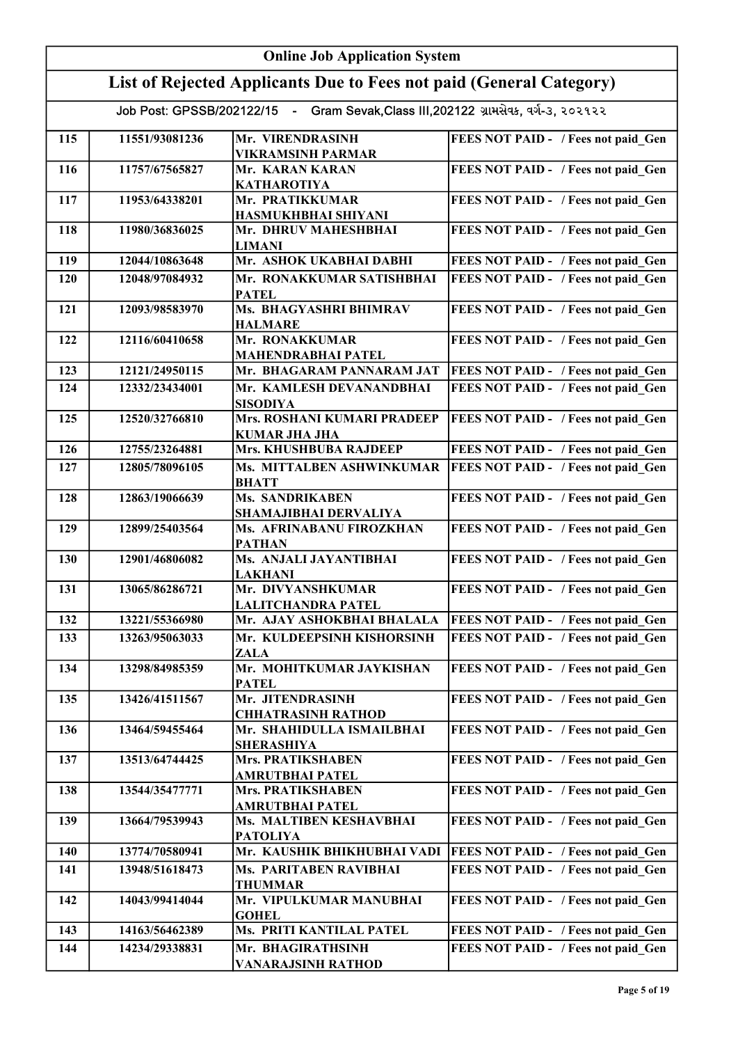| Online Job Application System | | | |
|---|---|---|---|
| **List of Rejected Applicants Due to Fees not paid (General Category)** | | | |
| Job Post: GPSSB/202122/15 - Gram Sevak,Class III,202122 ગ્રામસેવક, વર્ગ-૩, ૨૦૨૧૨૨ | | | |
| 115 | 11551/93081236 | Mr. VIRENDRASINH VIKRAMSINH PARMAR | FEES NOT PAID - / Fees not paid_Gen |
| 116 | 11757/67565827 | Mr. KARAN KARAN KATHAROTIYA | FEES NOT PAID - / Fees not paid_Gen |
| 117 | 11953/64338201 | Mr. PRATIKKUMAR HASMUKHBHAI SHIYANI | FEES NOT PAID - / Fees not paid_Gen |
| 118 | 11980/36836025 | Mr. DHRUV MAHESHBHAI LIMANI | FEES NOT PAID - / Fees not paid_Gen |
| 119 | 12044/10863648 | Mr. ASHOK UKABHAI DABHI | FEES NOT PAID - / Fees not paid_Gen |
| 120 | 12048/97084932 | Mr. RONAKKUMAR SATISHBHAI PATEL | FEES NOT PAID - / Fees not paid_Gen |
| 121 | 12093/98583970 | Ms. BHAGYASHRI BHIMRAV HALMARE | FEES NOT PAID - / Fees not paid_Gen |
| 122 | 12116/60410658 | Mr. RONAKKUMAR MAHENDRABHAI PATEL | FEES NOT PAID - / Fees not paid_Gen |
| 123 | 12121/24950115 | Mr. BHAGARAM PANNARAM JAT | FEES NOT PAID - / Fees not paid_Gen |
| 124 | 12332/23434001 | Mr. KAMLESH DEVANANDBHAI SISODIYA | FEES NOT PAID - / Fees not paid_Gen |
| 125 | 12520/32766810 | Mrs. ROSHANI KUMARI PRADEEP KUMAR JHA JHA | FEES NOT PAID - / Fees not paid_Gen |
| 126 | 12755/23264881 | Mrs. KHUSHBUBA RAJDEEP | FEES NOT PAID - / Fees not paid_Gen |
| 127 | 12805/78096105 | Ms. MITTALBEN ASHWINKUMAR BHATT | FEES NOT PAID - / Fees not paid_Gen |
| 128 | 12863/19066639 | Ms. SANDRIKABEN SHAMAJIBHAI DERVALIYA | FEES NOT PAID - / Fees not paid_Gen |
| 129 | 12899/25403564 | Ms. AFRINABANU FIROZKHAN PATHAN | FEES NOT PAID - / Fees not paid_Gen |
| 130 | 12901/46806082 | Ms. ANJALI JAYANTIBHAI LAKHANI | FEES NOT PAID - / Fees not paid_Gen |
| 131 | 13065/86286721 | Mr. DIVYANSHKUMAR LALITCHANDRA PATEL | FEES NOT PAID - / Fees not paid_Gen |
| 132 | 13221/55366980 | Mr. AJAY ASHOKBHAI BHALALA | FEES NOT PAID - / Fees not paid_Gen |
| 133 | 13263/95063033 | Mr. KULDEEPSINH KISHORSINH ZALA | FEES NOT PAID - / Fees not paid_Gen |
| 134 | 13298/84985359 | Mr. MOHITKUMAR JAYKISHAN PATEL | FEES NOT PAID - / Fees not paid_Gen |
| 135 | 13426/41511567 | Mr. JITENDRASINH CHHATRASINH RATHOD | FEES NOT PAID - / Fees not paid_Gen |
| 136 | 13464/59455464 | Mr. SHAHIDULLA ISMAILBHAI SHERASHIYA | FEES NOT PAID - / Fees not paid_Gen |
| 137 | 13513/64744425 | Mrs. PRATIKSHABEN AMRUTBHAI PATEL | FEES NOT PAID - / Fees not paid_Gen |
| 138 | 13544/35477771 | Mrs. PRATIKSHABEN AMRUTBHAI PATEL | FEES NOT PAID - / Fees not paid_Gen |
| 139 | 13664/79539943 | Ms. MALTIBEN KESHAVBHAI PATOLIYA | FEES NOT PAID - / Fees not paid_Gen |
| 140 | 13774/70580941 | Mr. KAUSHIK BHIKHUBHAI VADI | FEES NOT PAID - / Fees not paid_Gen |
| 141 | 13948/51618473 | Ms. PARITABEN RAVIBHAI THUMMAR | FEES NOT PAID - / Fees not paid_Gen |
| 142 | 14043/99414044 | Mr. VIPULKUMAR MANUBHAI GOHEL | FEES NOT PAID - / Fees not paid_Gen |
| 143 | 14163/56462389 | Ms. PRITI KANTILAL PATEL | FEES NOT PAID - / Fees not paid_Gen |
| 144 | 14234/29338831 | Mr. BHAGIRATHSINH VANARAJSINH RATHOD | FEES NOT PAID - / Fees not paid_Gen |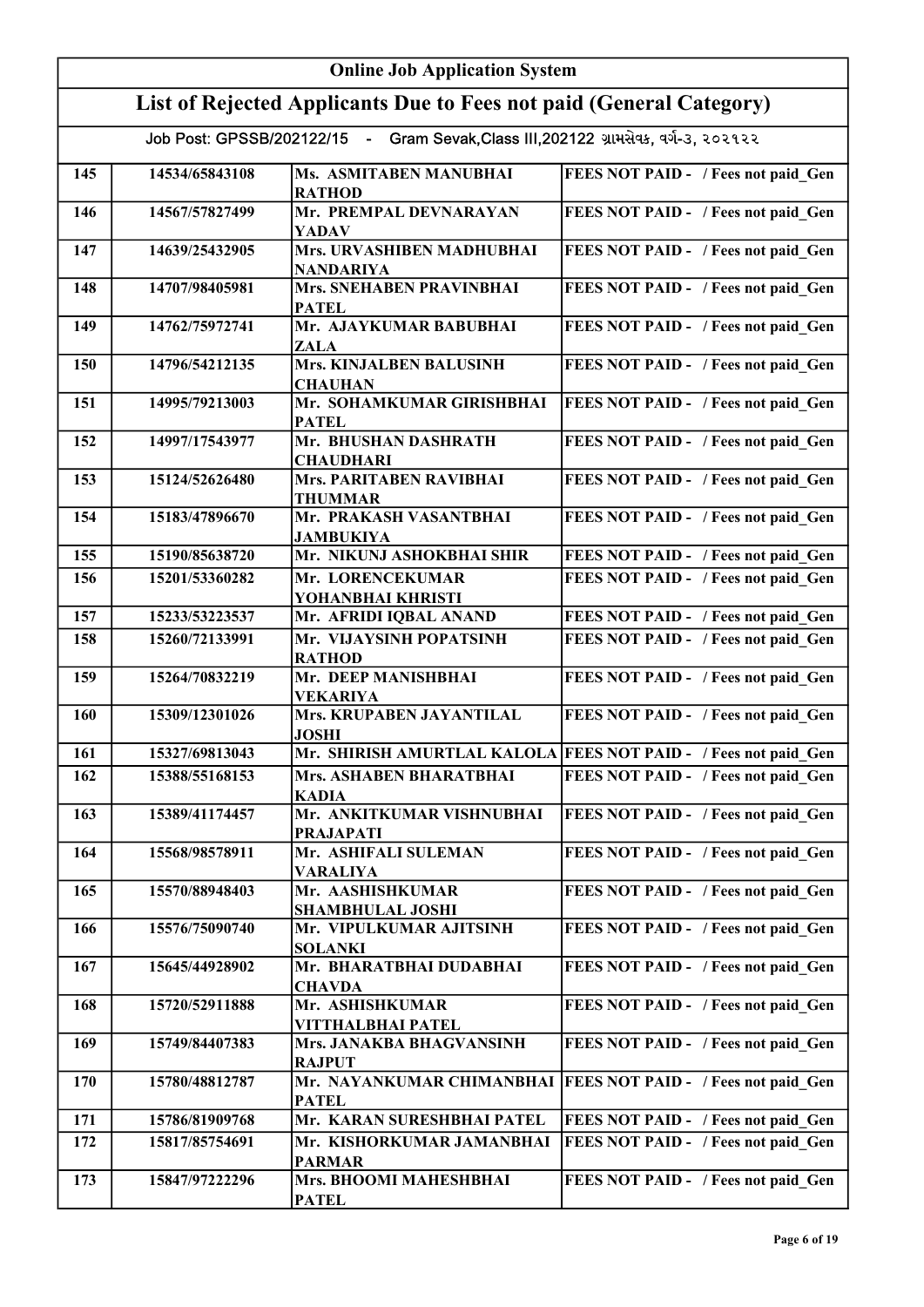## Online Job Application System

## List of Rejected Applicants Due to Fees not paid (General Category)

Job Post: GPSSB/202122/15 - Gram Sevak,Class III,202122 ગ્રામસેવક, વર્ગ-૩, ૨૦૨૧૨૨

| | | | |
|---|---|---|---|
| 145 | 14534/65843108 | Ms. ASMITABEN MANUBHAI RATHOD | FEES NOT PAID - / Fees not paid_Gen |
| 146 | 14567/57827499 | Mr. PREMPAL DEVNARAYAN YADAV | FEES NOT PAID - / Fees not paid_Gen |
| 147 | 14639/25432905 | Mrs. URVASHIBEN MADHUBHAI NANDARIYA | FEES NOT PAID - / Fees not paid_Gen |
| 148 | 14707/98405981 | Mrs. SNEHABEN PRAVINBHAI PATEL | FEES NOT PAID - / Fees not paid_Gen |
| 149 | 14762/75972741 | Mr. AJAYKUMAR BABUBHAI ZALA | FEES NOT PAID - / Fees not paid_Gen |
| 150 | 14796/54212135 | Mrs. KINJALBEN BALUSINH CHAUHAN | FEES NOT PAID - / Fees not paid_Gen |
| 151 | 14995/79213003 | Mr. SOHAMKUMAR GIRISHBHAI PATEL | FEES NOT PAID - / Fees not paid_Gen |
| 152 | 14997/17543977 | Mr. BHUSHAN DASHRATH CHAUDHARI | FEES NOT PAID - / Fees not paid_Gen |
| 153 | 15124/52626480 | Mrs. PARITABEN RAVIBHAI THUMMAR | FEES NOT PAID - / Fees not paid_Gen |
| 154 | 15183/47896670 | Mr. PRAKASH VASANTBHAI JAMBUKIYA | FEES NOT PAID - / Fees not paid_Gen |
| 155 | 15190/85638720 | Mr. NIKUNJ ASHOKBHAI SHIR | FEES NOT PAID - / Fees not paid_Gen |
| 156 | 15201/53360282 | Mr. LORENCEKUMAR YOHANBHAI KHRISTI | FEES NOT PAID - / Fees not paid_Gen |
| 157 | 15233/53223537 | Mr. AFRIDI IQBAL ANAND | FEES NOT PAID - / Fees not paid_Gen |
| 158 | 15260/72133991 | Mr. VIJAYSINH POPATSINH RATHOD | FEES NOT PAID - / Fees not paid_Gen |
| 159 | 15264/70832219 | Mr. DEEP MANISHBHAI VEKARIYA | FEES NOT PAID - / Fees not paid_Gen |
| 160 | 15309/12301026 | Mrs. KRUPABEN JAYANTILAL JOSHI | FEES NOT PAID - / Fees not paid_Gen |
| 161 | 15327/69813043 | Mr. SHIRISH AMURTLAL KALOLA | FEES NOT PAID - / Fees not paid_Gen |
| 162 | 15388/55168153 | Mrs. ASHABEN BHARATBHAI KADIA | FEES NOT PAID - / Fees not paid_Gen |
| 163 | 15389/41174457 | Mr. ANKITKUMAR VISHNUBHAI PRAJAPATI | FEES NOT PAID - / Fees not paid_Gen |
| 164 | 15568/98578911 | Mr. ASHIFALI SULEMAN VARALIYA | FEES NOT PAID - / Fees not paid_Gen |
| 165 | 15570/88948403 | Mr. AASHISHKUMAR SHAMBHULAL JOSHI | FEES NOT PAID - / Fees not paid_Gen |
| 166 | 15576/75090740 | Mr. VIPULKUMAR AJITSINH SOLANKI | FEES NOT PAID - / Fees not paid_Gen |
| 167 | 15645/44928902 | Mr. BHARATBHAI DUDABHAI CHAVDA | FEES NOT PAID - / Fees not paid_Gen |
| 168 | 15720/52911888 | Mr. ASHISHKUMAR VITTHALBHAI PATEL | FEES NOT PAID - / Fees not paid_Gen |
| 169 | 15749/84407383 | Mrs. JANAKBA BHAGVANSINH RAJPUT | FEES NOT PAID - / Fees not paid_Gen |
| 170 | 15780/48812787 | Mr. NAYANKUMAR CHIMANBHAI PATEL | FEES NOT PAID - / Fees not paid_Gen |
| 171 | 15786/81909768 | Mr. KARAN SURESHBHAI PATEL | FEES NOT PAID - / Fees not paid_Gen |
| 172 | 15817/85754691 | Mr. KISHORKUMAR JAMANBHAI PARMAR | FEES NOT PAID - / Fees not paid_Gen |
| 173 | 15847/97222296 | Mrs. BHOOMI MAHESHBHAI PATEL | FEES NOT PAID - / Fees not paid_Gen |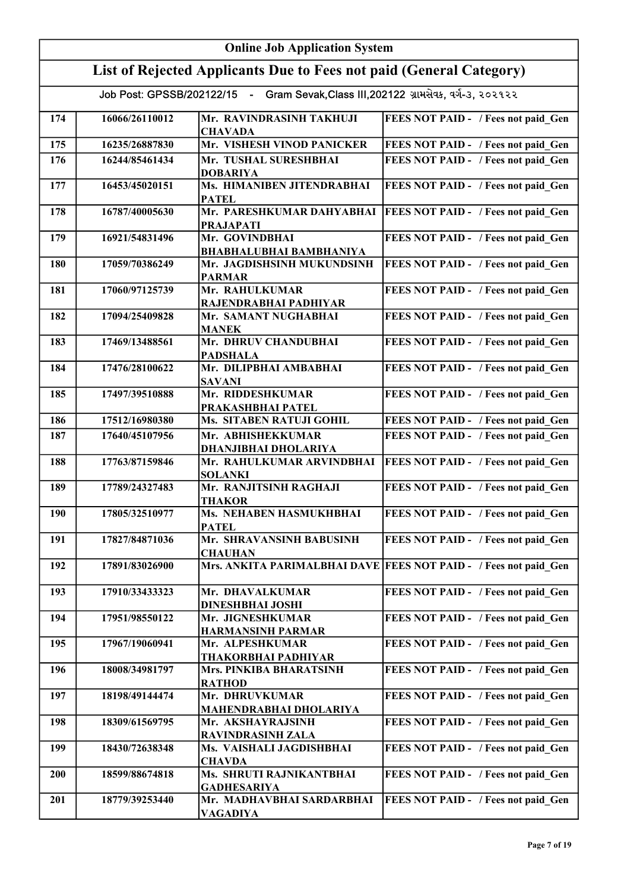# Online Job Application System

## List of Rejected Applicants Due to Fees not paid (General Category)

Job Post: GPSSB/202122/15 - Gram Sevak,Class III,202122 ગ્રામસેવક, વર્ગ-૩, ૨૦૨૧૨૨

| | | | |
|---|---|---|---|
| 174 | 16066/26110012 | Mr. RAVINDRASINH TAKHUJI CHAVADA | FEES NOT PAID - / Fees not paid_Gen |
| 175 | 16235/26887830 | Mr. VISHESH VINOD PANICKER | FEES NOT PAID - / Fees not paid_Gen |
| 176 | 16244/85461434 | Mr. TUSHAL SURESHBHAI DOBARIYA | FEES NOT PAID - / Fees not paid_Gen |
| 177 | 16453/45020151 | Ms. HIMANIBEN JITENDRABHAI PATEL | FEES NOT PAID - / Fees not paid_Gen |
| 178 | 16787/40005630 | Mr. PARESHKUMAR DAHYABHAI PRAJAPATI | FEES NOT PAID - / Fees not paid_Gen |
| 179 | 16921/54831496 | Mr. GOVINDBHAI BHABHALUBHAI BAMBHANIYA | FEES NOT PAID - / Fees not paid_Gen |
| 180 | 17059/70386249 | Mr. JAGDISHSINH MUKUNDSINH PARMAR | FEES NOT PAID - / Fees not paid_Gen |
| 181 | 17060/97125739 | Mr. RAHULKUMAR RAJENDRABHAI PADHIYAR | FEES NOT PAID - / Fees not paid_Gen |
| 182 | 17094/25409828 | Mr. SAMANT NUGHABHAI MANEK | FEES NOT PAID - / Fees not paid_Gen |
| 183 | 17469/13488561 | Mr. DHRUV CHANDUBHAI PADSHALA | FEES NOT PAID - / Fees not paid_Gen |
| 184 | 17476/28100622 | Mr. DILIPBHAI AMBABHAI SAVANI | FEES NOT PAID - / Fees not paid_Gen |
| 185 | 17497/39510888 | Mr. RIDDESHKUMAR PRAKASHBHAI PATEL | FEES NOT PAID - / Fees not paid_Gen |
| 186 | 17512/16980380 | Ms. SITABEN RATUJI GOHIL | FEES NOT PAID - / Fees not paid_Gen |
| 187 | 17640/45107956 | Mr. ABHISHEKKUMAR DHANJIBHAI DHOLARIYA | FEES NOT PAID - / Fees not paid_Gen |
| 188 | 17763/87159846 | Mr. RAHULKUMAR ARVINDBHAI SOLANKI | FEES NOT PAID - / Fees not paid_Gen |
| 189 | 17789/24327483 | Mr. RANJITSINH RAGHAJI THAKOR | FEES NOT PAID - / Fees not paid_Gen |
| 190 | 17805/32510977 | Ms. NEHABEN HASMUKHBHAI PATEL | FEES NOT PAID - / Fees not paid_Gen |
| 191 | 17827/84871036 | Mr. SHRAVANSINH BABUSINH CHAUHAN | FEES NOT PAID - / Fees not paid_Gen |
| 192 | 17891/83026900 | Mrs. ANKITA PARIMALBHAI DAVE | FEES NOT PAID - / Fees not paid_Gen |
| 193 | 17910/33433323 | Mr. DHAVALKUMAR DINESHBHAI JOSHI | FEES NOT PAID - / Fees not paid_Gen |
| 194 | 17951/98550122 | Mr. JIGNESHKUMAR HARMANSINH PARMAR | FEES NOT PAID - / Fees not paid_Gen |
| 195 | 17967/19060941 | Mr. ALPESHKUMAR THAKORBHAI PADHIYAR | FEES NOT PAID - / Fees not paid_Gen |
| 196 | 18008/34981797 | Mrs. PINKIBA BHARATSINH RATHOD | FEES NOT PAID - / Fees not paid_Gen |
| 197 | 18198/49144474 | Mr. DHRUVKUMAR MAHENDRABHAI DHOLARIYA | FEES NOT PAID - / Fees not paid_Gen |
| 198 | 18309/61569795 | Mr. AKSHAYRAJSINH RAVINDRASINH ZALA | FEES NOT PAID - / Fees not paid_Gen |
| 199 | 18430/72638348 | Ms. VAISHALI JAGDISHBHAI CHAVDA | FEES NOT PAID - / Fees not paid_Gen |
| 200 | 18599/88674818 | Ms. SHRUTI RAJNIKANTBHAI GADHESARIYA | FEES NOT PAID - / Fees not paid_Gen |
| 201 | 18779/39253440 | Mr. MADHAVBHAI SARDARBHAI VAGADIYA | FEES NOT PAID - / Fees not paid_Gen |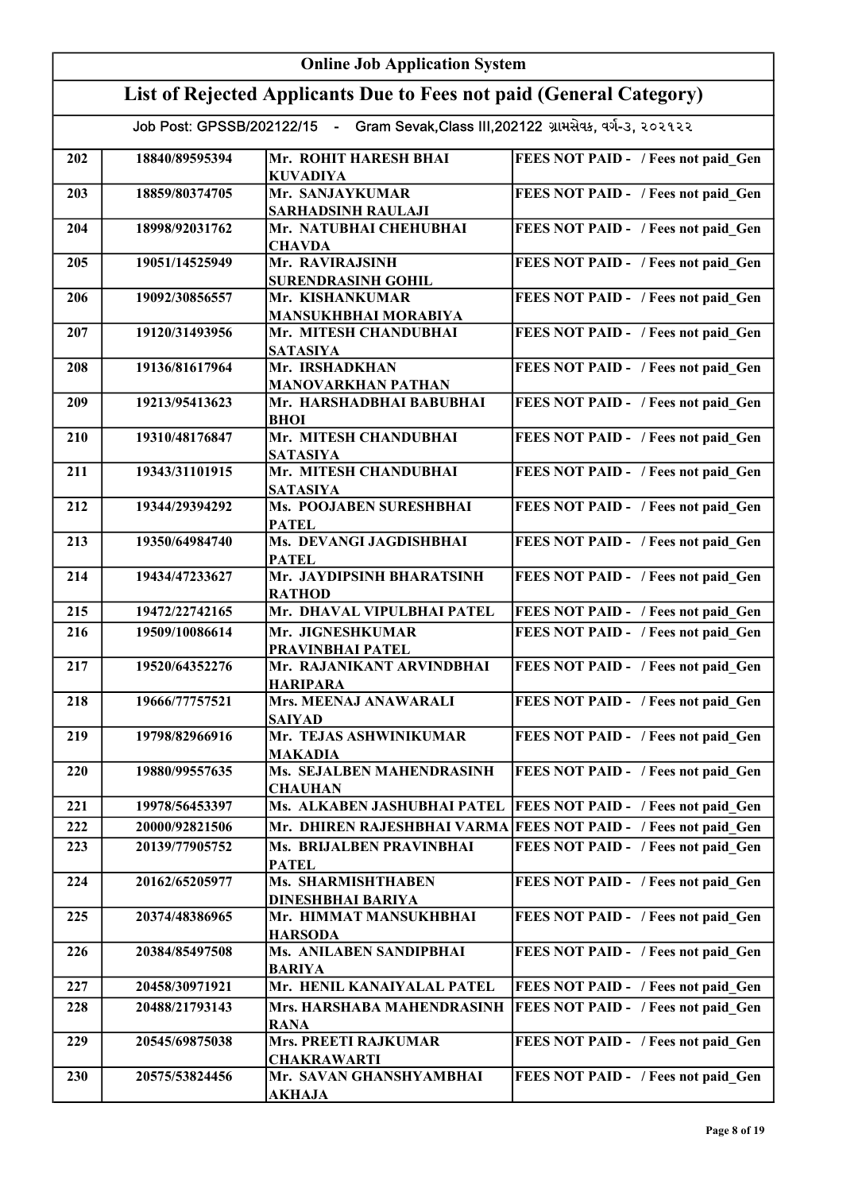# Online Job Application System

## List of Rejected Applicants Due to Fees not paid (General Category)

Job Post: GPSSB/202122/15 - Gram Sevak,Class III,202122 ગ્રામસેવક, વર્ગ-૩, ૨૦૨૧૨૨

| | | | |
|---|---|---|---|
| 202 | 18840/89595394 | Mr. ROHIT HARESH BHAI KUVADIYA | FEES NOT PAID - / Fees not paid_Gen |
| 203 | 18859/80374705 | Mr. SANJAYKUMAR SARHADSINH RAULAJI | FEES NOT PAID - / Fees not paid_Gen |
| 204 | 18998/92031762 | Mr. NATUBHAI CHEHUBHAI CHAVDA | FEES NOT PAID - / Fees not paid_Gen |
| 205 | 19051/14525949 | Mr. RAVIRAJSINH SURENDRASINH GOHIL | FEES NOT PAID - / Fees not paid_Gen |
| 206 | 19092/30856557 | Mr. KISHANKUMAR MANSUKHBHAI MORABIYA | FEES NOT PAID - / Fees not paid_Gen |
| 207 | 19120/31493956 | Mr. MITESH CHANDUBHAI SATASIYA | FEES NOT PAID - / Fees not paid_Gen |
| 208 | 19136/81617964 | Mr. IRSHADKHAN MANOVARKHAN PATHAN | FEES NOT PAID - / Fees not paid_Gen |
| 209 | 19213/95413623 | Mr. HARSHADBHAI BABUBHAI BHOI | FEES NOT PAID - / Fees not paid_Gen |
| 210 | 19310/48176847 | Mr. MITESH CHANDUBHAI SATASIYA | FEES NOT PAID - / Fees not paid_Gen |
| 211 | 19343/31101915 | Mr. MITESH CHANDUBHAI SATASIYA | FEES NOT PAID - / Fees not paid_Gen |
| 212 | 19344/29394292 | Ms. POOJABEN SURESHBHAI PATEL | FEES NOT PAID - / Fees not paid_Gen |
| 213 | 19350/64984740 | Ms. DEVANGI JAGDISHBHAI PATEL | FEES NOT PAID - / Fees not paid_Gen |
| 214 | 19434/47233627 | Mr. JAYDIPSINH BHARATSINH RATHOD | FEES NOT PAID - / Fees not paid_Gen |
| 215 | 19472/22742165 | Mr. DHAVAL VIPULBHAI PATEL | FEES NOT PAID - / Fees not paid_Gen |
| 216 | 19509/10086614 | Mr. JIGNESHKUMAR PRAVINBHAI PATEL | FEES NOT PAID - / Fees not paid_Gen |
| 217 | 19520/64352276 | Mr. RAJANIKANT ARVINDBHAI HARIPARA | FEES NOT PAID - / Fees not paid_Gen |
| 218 | 19666/77757521 | Mrs. MEENAJ ANAWARALI SAIYAD | FEES NOT PAID - / Fees not paid_Gen |
| 219 | 19798/82966916 | Mr. TEJAS ASHWINIKUMAR MAKADIA | FEES NOT PAID - / Fees not paid_Gen |
| 220 | 19880/99557635 | Ms. SEJALBEN MAHENDRASINH CHAUHAN | FEES NOT PAID - / Fees not paid_Gen |
| 221 | 19978/56453397 | Ms. ALKABEN JASHUBHAI PATEL | FEES NOT PAID - / Fees not paid_Gen |
| 222 | 20000/92821506 | Mr. DHIREN RAJESHBHAI VARMA | FEES NOT PAID - / Fees not paid_Gen |
| 223 | 20139/77905752 | Ms. BRIJALBEN PRAVINBHAI PATEL | FEES NOT PAID - / Fees not paid_Gen |
| 224 | 20162/65205977 | Ms. SHARMISHTHABEN DINESHBHAI BARIYA | FEES NOT PAID - / Fees not paid_Gen |
| 225 | 20374/48386965 | Mr. HIMMAT MANSUKHBHAI HARSODA | FEES NOT PAID - / Fees not paid_Gen |
| 226 | 20384/85497508 | Ms. ANILABEN SANDIPBHAI BARIYA | FEES NOT PAID - / Fees not paid_Gen |
| 227 | 20458/30971921 | Mr. HENIL KANAIYALAL PATEL | FEES NOT PAID - / Fees not paid_Gen |
| 228 | 20488/21793143 | Mrs. HARSHABA MAHENDRASINH RANA | FEES NOT PAID - / Fees not paid_Gen |
| 229 | 20545/69875038 | Mrs. PREETI RAJKUMAR CHAKRAWARTI | FEES NOT PAID - / Fees not paid_Gen |
| 230 | 20575/53824456 | Mr. SAVAN GHANSHYAMBHAI AKHAJA | FEES NOT PAID - / Fees not paid_Gen |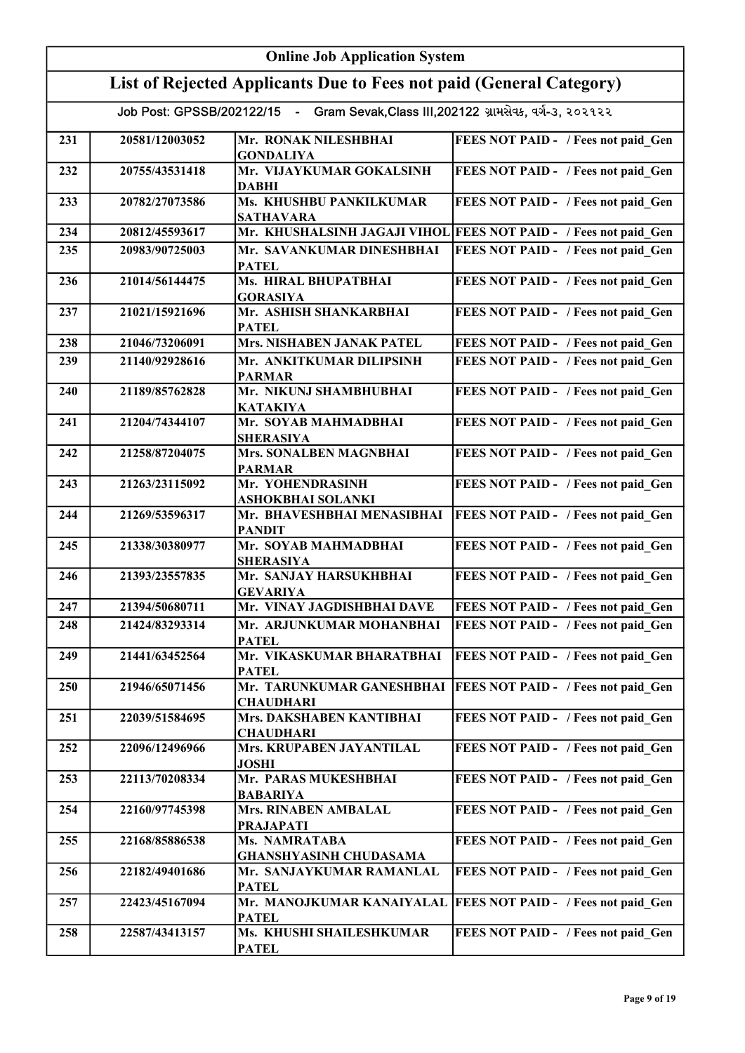# Online Job Application System

## List of Rejected Applicants Due to Fees not paid (General Category)

Job Post: GPSSB/202122/15 - Gram Sevak,Class III,202122 ગ્રામસેવક, વર્ગ-૩, ૨૦૨૧૨૨

| | | | |
|---|---|---|---|
| 231 | 20581/12003052 | Mr. RONAK NILESHBHAI GONDALIYA | FEES NOT PAID - / Fees not paid_Gen |
| 232 | 20755/43531418 | Mr. VIJAYKUMAR GOKALSINH DABHI | FEES NOT PAID - / Fees not paid_Gen |
| 233 | 20782/27073586 | Ms. KHUSHBU PANKILKUMAR SATHAVARA | FEES NOT PAID - / Fees not paid_Gen |
| 234 | 20812/45593617 | Mr. KHUSHALSINH JAGAJI VIHOL | FEES NOT PAID - / Fees not paid_Gen |
| 235 | 20983/90725003 | Mr. SAVANKUMAR DINESHBHAI PATEL | FEES NOT PAID - / Fees not paid_Gen |
| 236 | 21014/56144475 | Ms. HIRAL BHUPATBHAI GORASIYA | FEES NOT PAID - / Fees not paid_Gen |
| 237 | 21021/15921696 | Mr. ASHISH SHANKARBHAI PATEL | FEES NOT PAID - / Fees not paid_Gen |
| 238 | 21046/73206091 | Mrs. NISHABEN JANAK PATEL | FEES NOT PAID - / Fees not paid_Gen |
| 239 | 21140/92928616 | Mr. ANKITKUMAR DILIPSINH PARMAR | FEES NOT PAID - / Fees not paid_Gen |
| 240 | 21189/85762828 | Mr. NIKUNJ SHAMBHUBHAI KATAKIYA | FEES NOT PAID - / Fees not paid_Gen |
| 241 | 21204/74344107 | Mr. SOYAB MAHMADBHAI SHERASIYA | FEES NOT PAID - / Fees not paid_Gen |
| 242 | 21258/87204075 | Mrs. SONALBEN MAGNBHAI PARMAR | FEES NOT PAID - / Fees not paid_Gen |
| 243 | 21263/23115092 | Mr. YOHENDRASINH ASHOKBHAI SOLANKI | FEES NOT PAID - / Fees not paid_Gen |
| 244 | 21269/53596317 | Mr. BHAVESHBHAI MENASIBHAI PANDIT | FEES NOT PAID - / Fees not paid_Gen |
| 245 | 21338/30380977 | Mr. SOYAB MAHMADBHAI SHERASIYA | FEES NOT PAID - / Fees not paid_Gen |
| 246 | 21393/23557835 | Mr. SANJAY HARSUKHBHAI GEVARIYA | FEES NOT PAID - / Fees not paid_Gen |
| 247 | 21394/50680711 | Mr. VINAY JAGDISHBHAI DAVE | FEES NOT PAID - / Fees not paid_Gen |
| 248 | 21424/83293314 | Mr. ARJUNKUMAR MOHANBHAI PATEL | FEES NOT PAID - / Fees not paid_Gen |
| 249 | 21441/63452564 | Mr. VIKASKUMAR BHARATBHAI PATEL | FEES NOT PAID - / Fees not paid_Gen |
| 250 | 21946/65071456 | Mr. TARUNKUMAR GANESHBHAI CHAUDHARI | FEES NOT PAID - / Fees not paid_Gen |
| 251 | 22039/51584695 | Mrs. DAKSHABEN KANTIBHAI CHAUDHARI | FEES NOT PAID - / Fees not paid_Gen |
| 252 | 22096/12496966 | Mrs. KRUPABEN JAYANTILAL JOSHI | FEES NOT PAID - / Fees not paid_Gen |
| 253 | 22113/70208334 | Mr. PARAS MUKESHBHAI BABARIYA | FEES NOT PAID - / Fees not paid_Gen |
| 254 | 22160/97745398 | Mrs. RINABEN AMBALAL PRAJAPATI | FEES NOT PAID - / Fees not paid_Gen |
| 255 | 22168/85886538 | Ms. NAMRATABA GHANSHYASINH CHUDASAMA | FEES NOT PAID - / Fees not paid_Gen |
| 256 | 22182/49401686 | Mr. SANJAYKUMAR RAMANLAL PATEL | FEES NOT PAID - / Fees not paid_Gen |
| 257 | 22423/45167094 | Mr. MANOJKUMAR KANAIYALAL PATEL | FEES NOT PAID - / Fees not paid_Gen |
| 258 | 22587/43413157 | Ms. KHUSHI SHAILESHKUMAR PATEL | FEES NOT PAID - / Fees not paid_Gen |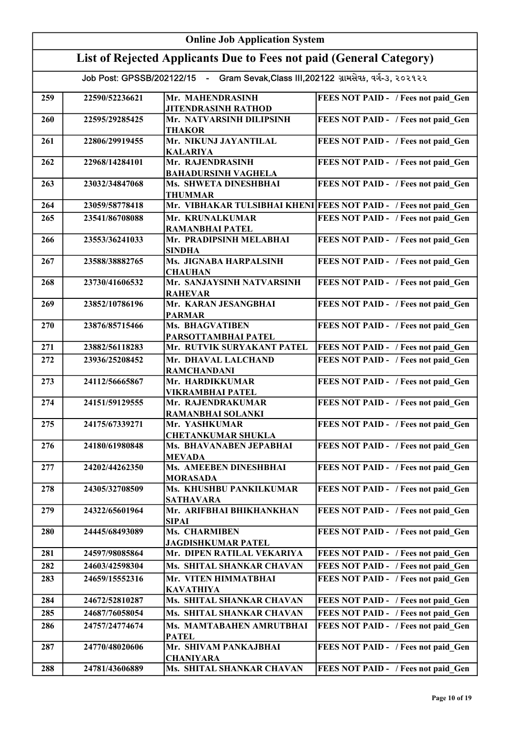# Online Job Application System

## List of Rejected Applicants Due to Fees not paid (General Category)

Job Post: GPSSB/202122/15 - Gram Sevak,Class III,202122 ગ્રામસેવક, વર્ગ-૩, ૨૦૨૧૨૨

| | | | |
|---|---|---|---|
| 259 | 22590/52236621 | Mr. MAHENDRASINH JITENDRASINH RATHOD | FEES NOT PAID - / Fees not paid_Gen |
| 260 | 22595/29285425 | Mr. NATVARSINH DILIPSINH THAKOR | FEES NOT PAID - / Fees not paid_Gen |
| 261 | 22806/29919455 | Mr. NIKUNJ JAYANTILAL KALARIYA | FEES NOT PAID - / Fees not paid_Gen |
| 262 | 22968/14284101 | Mr. RAJENDRASINH BAHADURSINH VAGHELA | FEES NOT PAID - / Fees not paid_Gen |
| 263 | 23032/34847068 | Ms. SHWETA DINESHBHAI THUMMAR | FEES NOT PAID - / Fees not paid_Gen |
| 264 | 23059/58778418 | Mr. VIBHAKAR TULSIBHAI KHENI | FEES NOT PAID - / Fees not paid_Gen |
| 265 | 23541/86708088 | Mr. KRUNALKUMAR RAMANBHAI PATEL | FEES NOT PAID - / Fees not paid_Gen |
| 266 | 23553/36241033 | Mr. PRADIPSINH MELABHAI SINDHA | FEES NOT PAID - / Fees not paid_Gen |
| 267 | 23588/38882765 | Ms. JIGNABA HARPALSINH CHAUHAN | FEES NOT PAID - / Fees not paid_Gen |
| 268 | 23730/41606532 | Mr. SANJAYSINH NATVARSINH RAHEVAR | FEES NOT PAID - / Fees not paid_Gen |
| 269 | 23852/10786196 | Mr. KARAN JESANGBHAI PARMAR | FEES NOT PAID - / Fees not paid_Gen |
| 270 | 23876/85715466 | Ms. BHAGVATIBEN PARSOTTAMBHAI PATEL | FEES NOT PAID - / Fees not paid_Gen |
| 271 | 23882/56118283 | Mr. RUTVIK SURYAKANT PATEL | FEES NOT PAID - / Fees not paid_Gen |
| 272 | 23936/25208452 | Mr. DHAVAL LALCHAND RAMCHANDANI | FEES NOT PAID - / Fees not paid_Gen |
| 273 | 24112/56665867 | Mr. HARDIKKUMAR VIKRAMBHAI PATEL | FEES NOT PAID - / Fees not paid_Gen |
| 274 | 24151/59129555 | Mr. RAJENDRAKUMAR RAMANBHAI SOLANKI | FEES NOT PAID - / Fees not paid_Gen |
| 275 | 24175/67339271 | Mr. YASHKUMAR CHETANKUMAR SHUKLA | FEES NOT PAID - / Fees not paid_Gen |
| 276 | 24180/61980848 | Ms. BHAVANABEN JEPABHAI MEVADA | FEES NOT PAID - / Fees not paid_Gen |
| 277 | 24202/44262350 | Ms. AMEEBEN DINESHBHAI MORASADA | FEES NOT PAID - / Fees not paid_Gen |
| 278 | 24305/32708509 | Ms. KHUSHBU PANKILKUMAR SATHAVARA | FEES NOT PAID - / Fees not paid_Gen |
| 279 | 24322/65601964 | Mr. ARIFBHAI BHIKHANKHAN SIPAI | FEES NOT PAID - / Fees not paid_Gen |
| 280 | 24445/68493089 | Ms. CHARMIBEN JAGDISHKUMAR PATEL | FEES NOT PAID - / Fees not paid_Gen |
| 281 | 24597/98085864 | Mr. DIPEN RATILAL VEKARIYA | FEES NOT PAID - / Fees not paid_Gen |
| 282 | 24603/42598304 | Ms. SHITAL SHANKAR CHAVAN | FEES NOT PAID - / Fees not paid_Gen |
| 283 | 24659/15552316 | Mr. VITEN HIMMATBHAI KAVATHIYA | FEES NOT PAID - / Fees not paid_Gen |
| 284 | 24672/52810287 | Ms. SHITAL SHANKAR CHAVAN | FEES NOT PAID - / Fees not paid_Gen |
| 285 | 24687/76058054 | Ms. SHITAL SHANKAR CHAVAN | FEES NOT PAID - / Fees not paid_Gen |
| 286 | 24757/24774674 | Ms. MAMTABAHEN AMRUTBHAI PATEL | FEES NOT PAID - / Fees not paid_Gen |
| 287 | 24770/48020606 | Mr. SHIVAM PANKAJBHAI CHANIYARA | FEES NOT PAID - / Fees not paid_Gen |
| 288 | 24781/43606889 | Ms. SHITAL SHANKAR CHAVAN | FEES NOT PAID - / Fees not paid_Gen |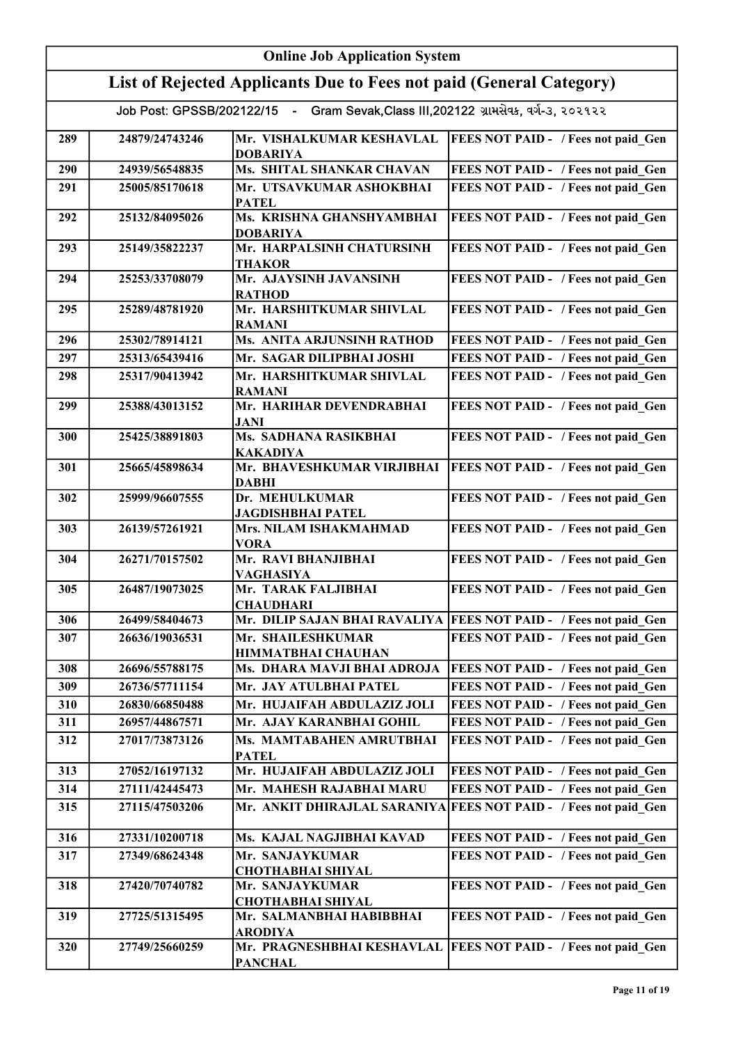# Online Job Application System

## List of Rejected Applicants Due to Fees not paid (General Category)

Job Post: GPSSB/202122/15 - Gram Sevak,Class III,202122 ગ્રામસેવક, વર્ગ-૩, ૨૦૨૧૨૨

| | | | |
|---|---|---|---|
| 289 | 24879/24743246 | Mr. VISHALKUMAR KESHAVLAL DOBARIYA | FEES NOT PAID - / Fees not paid_Gen |
| 290 | 24939/56548835 | Ms. SHITAL SHANKAR CHAVAN | FEES NOT PAID - / Fees not paid_Gen |
| 291 | 25005/85170618 | Mr. UTSAVKUMAR ASHOKBHAI PATEL | FEES NOT PAID - / Fees not paid_Gen |
| 292 | 25132/84095026 | Ms. KRISHNA GHANSHYAMBHAI DOBARIYA | FEES NOT PAID - / Fees not paid_Gen |
| 293 | 25149/35822237 | Mr. HARPALSINH CHATURSINH THAKOR | FEES NOT PAID - / Fees not paid_Gen |
| 294 | 25253/33708079 | Mr. AJAYSINH JAVANSINH RATHOD | FEES NOT PAID - / Fees not paid_Gen |
| 295 | 25289/48781920 | Mr. HARSHITKUMAR SHIVLAL RAMANI | FEES NOT PAID - / Fees not paid_Gen |
| 296 | 25302/78914121 | Ms. ANITA ARJUNSINH RATHOD | FEES NOT PAID - / Fees not paid_Gen |
| 297 | 25313/65439416 | Mr. SAGAR DILIPBHAI JOSHI | FEES NOT PAID - / Fees not paid_Gen |
| 298 | 25317/90413942 | Mr. HARSHITKUMAR SHIVLAL RAMANI | FEES NOT PAID - / Fees not paid_Gen |
| 299 | 25388/43013152 | Mr. HARIHAR DEVENDRABHAI JANI | FEES NOT PAID - / Fees not paid_Gen |
| 300 | 25425/38891803 | Ms. SADHANA RASIKBHAI KAKADIYA | FEES NOT PAID - / Fees not paid_Gen |
| 301 | 25665/45898634 | Mr. BHAVESHKUMAR VIRJIBHAI DABHI | FEES NOT PAID - / Fees not paid_Gen |
| 302 | 25999/96607555 | Dr. MEHULKUMAR JAGDISHBHAI PATEL | FEES NOT PAID - / Fees not paid_Gen |
| 303 | 26139/57261921 | Mrs. NILAM ISHAKMAHMAD VORA | FEES NOT PAID - / Fees not paid_Gen |
| 304 | 26271/70157502 | Mr. RAVI BHANJIBHAI VAGHASIYA | FEES NOT PAID - / Fees not paid_Gen |
| 305 | 26487/19073025 | Mr. TARAK FALJIBHAI CHAUDHARI | FEES NOT PAID - / Fees not paid_Gen |
| 306 | 26499/58404673 | Mr. DILIP SAJAN BHAI RAVALIYA | FEES NOT PAID - / Fees not paid_Gen |
| 307 | 26636/19036531 | Mr. SHAILESHKUMAR HIMMATBHAI CHAUHAN | FEES NOT PAID - / Fees not paid_Gen |
| 308 | 26696/55788175 | Ms. DHARA MAVJI BHAI ADROJA | FEES NOT PAID - / Fees not paid_Gen |
| 309 | 26736/57711154 | Mr. JAY ATULBHAI PATEL | FEES NOT PAID - / Fees not paid_Gen |
| 310 | 26830/66850488 | Mr. HUJAIFAH ABDULAZIZ JOLI | FEES NOT PAID - / Fees not paid_Gen |
| 311 | 26957/44867571 | Mr. AJAY KARANBHAI GOHIL | FEES NOT PAID - / Fees not paid_Gen |
| 312 | 27017/73873126 | Ms. MAMTABAHEN AMRUTBHAI PATEL | FEES NOT PAID - / Fees not paid_Gen |
| 313 | 27052/16197132 | Mr. HUJAIFAH ABDULAZIZ JOLI | FEES NOT PAID - / Fees not paid_Gen |
| 314 | 27111/42445473 | Mr. MAHESH RAJABHAI MARU | FEES NOT PAID - / Fees not paid_Gen |
| 315 | 27115/47503206 | Mr. ANKIT DHIRAJLAL SARANIYA | FEES NOT PAID - / Fees not paid_Gen |
| 316 | 27331/10200718 | Ms. KAJAL NAGJIBHAI KAVAD | FEES NOT PAID - / Fees not paid_Gen |
| 317 | 27349/68624348 | Mr. SANJAYKUMAR CHOTHABHAI SHIYAL | FEES NOT PAID - / Fees not paid_Gen |
| 318 | 27420/70740782 | Mr. SANJAYKUMAR CHOTHABHAI SHIYAL | FEES NOT PAID - / Fees not paid_Gen |
| 319 | 27725/51315495 | Mr. SALMANBHAI HABIBBHAI ARODIYA | FEES NOT PAID - / Fees not paid_Gen |
| 320 | 27749/25660259 | Mr. PRAGNESHBHAI KESHAVLAL PANCHAL | FEES NOT PAID - / Fees not paid_Gen |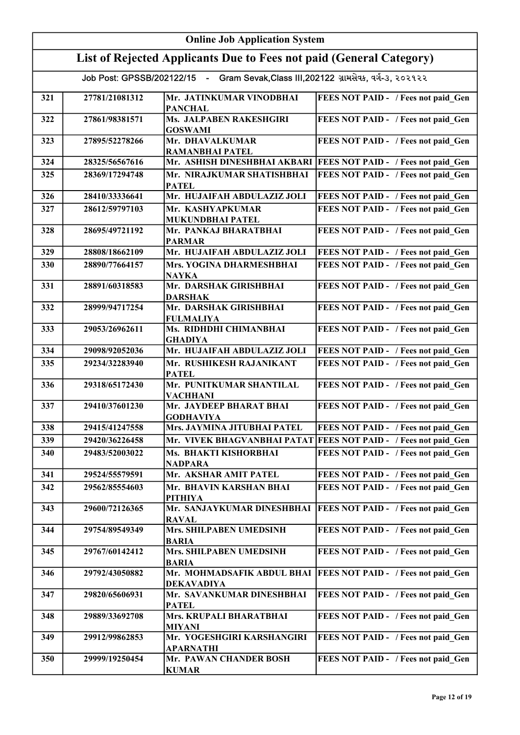# Online Job Application System

## List of Rejected Applicants Due to Fees not paid (General Category)

Job Post: GPSSB/202122/15 - Gram Sevak,Class III,202122 ગ્રામસેવક, વર્ગ-૩, ૨૦૨૧૨૨

| | | | |
|---|---|---|---|
| 321 | 27781/21081312 | Mr. JATINKUMAR VINODBHAI PANCHAL | FEES NOT PAID - / Fees not paid_Gen |
| 322 | 27861/98381571 | Ms. JALPABEN RAKESHGIRI GOSWAMI | FEES NOT PAID - / Fees not paid_Gen |
| 323 | 27895/52278266 | Mr. DHAVALKUMAR RAMANBHAI PATEL | FEES NOT PAID - / Fees not paid_Gen |
| 324 | 28325/56567616 | Mr. ASHISH DINESHBHAI AKBARI | FEES NOT PAID - / Fees not paid_Gen |
| 325 | 28369/17294748 | Mr. NIRAJKUMAR SHATISHBHAI PATEL | FEES NOT PAID - / Fees not paid_Gen |
| 326 | 28410/33336641 | Mr. HUJAIFAH ABDULAZIZ JOLI | FEES NOT PAID - / Fees not paid_Gen |
| 327 | 28612/59797103 | Mr. KASHYAPKUMAR MUKUNDBHAI PATEL | FEES NOT PAID - / Fees not paid_Gen |
| 328 | 28695/49721192 | Mr. PANKAJ BHARATBHAI PARMAR | FEES NOT PAID - / Fees not paid_Gen |
| 329 | 28808/18662109 | Mr. HUJAIFAH ABDULAZIZ JOLI | FEES NOT PAID - / Fees not paid_Gen |
| 330 | 28890/77664157 | Mrs. YOGINA DHARMESHBHAI NAYKA | FEES NOT PAID - / Fees not paid_Gen |
| 331 | 28891/60318583 | Mr. DARSHAK GIRISHBHAI DARSHAK | FEES NOT PAID - / Fees not paid_Gen |
| 332 | 28999/94717254 | Mr. DARSHAK GIRISHBHAI FULMALIYA | FEES NOT PAID - / Fees not paid_Gen |
| 333 | 29053/26962611 | Ms. RIDHDHI CHIMANBHAI GHADIYA | FEES NOT PAID - / Fees not paid_Gen |
| 334 | 29098/92052036 | Mr. HUJAIFAH ABDULAZIZ JOLI | FEES NOT PAID - / Fees not paid_Gen |
| 335 | 29234/32283940 | Mr. RUSHIKESH RAJANIKANT PATEL | FEES NOT PAID - / Fees not paid_Gen |
| 336 | 29318/65172430 | Mr. PUNITKUMAR SHANTILAL VACHHANI | FEES NOT PAID - / Fees not paid_Gen |
| 337 | 29410/37601230 | Mr. JAYDEEP BHARAT BHAI GODHAVIYA | FEES NOT PAID - / Fees not paid_Gen |
| 338 | 29415/41247558 | Mrs. JAYMINA JITUBHAI PATEL | FEES NOT PAID - / Fees not paid_Gen |
| 339 | 29420/36226458 | Mr. VIVEK BHAGVANBHAI PATAT | FEES NOT PAID - / Fees not paid_Gen |
| 340 | 29483/52003022 | Ms. BHAKTI KISHORBHAI NADPARA | FEES NOT PAID - / Fees not paid_Gen |
| 341 | 29524/55579591 | Mr. AKSHAR AMIT PATEL | FEES NOT PAID - / Fees not paid_Gen |
| 342 | 29562/85554603 | Mr. BHAVIN KARSHAN BHAI PITHIYA | FEES NOT PAID - / Fees not paid_Gen |
| 343 | 29600/72126365 | Mr. SANJAYKUMAR DINESHBHAI RAVAL | FEES NOT PAID - / Fees not paid_Gen |
| 344 | 29754/89549349 | Mrs. SHILPABEN UMEDSINH BARIA | FEES NOT PAID - / Fees not paid_Gen |
| 345 | 29767/60142412 | Mrs. SHILPABEN UMEDSINH BARIA | FEES NOT PAID - / Fees not paid_Gen |
| 346 | 29792/43050882 | Mr. MOHMADSAFIK ABDUL BHAI DEKAVADIYA | FEES NOT PAID - / Fees not paid_Gen |
| 347 | 29820/65606931 | Mr. SAVANKUMAR DINESHBHAI PATEL | FEES NOT PAID - / Fees not paid_Gen |
| 348 | 29889/33692708 | Mrs. KRUPALI BHARATBHAI MIYANI | FEES NOT PAID - / Fees not paid_Gen |
| 349 | 29912/99862853 | Mr. YOGESHGIRI KARSHANGIRI APARNATHI | FEES NOT PAID - / Fees not paid_Gen |
| 350 | 29999/19250454 | Mr. PAWAN CHANDER BOSH KUMAR | FEES NOT PAID - / Fees not paid_Gen |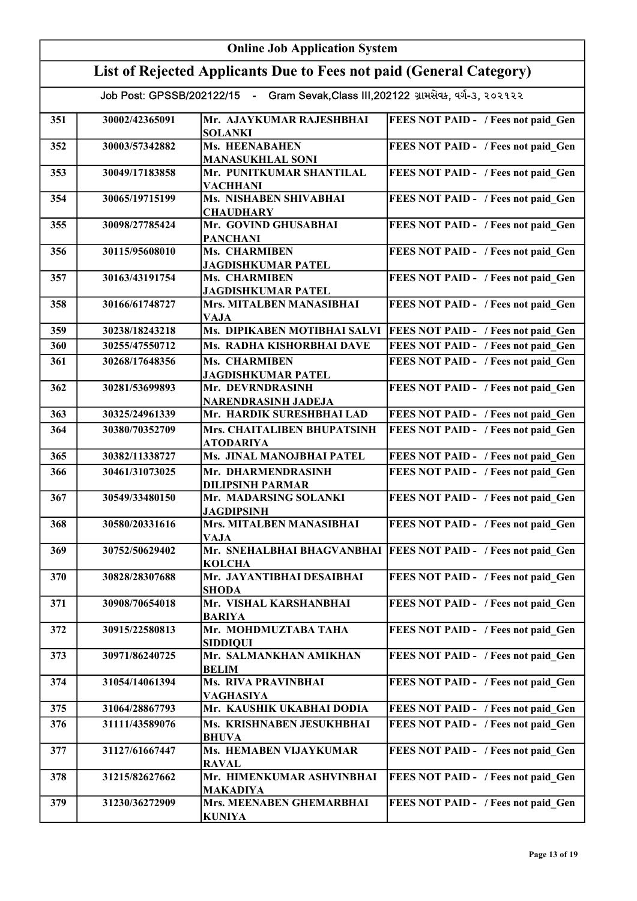# Online Job Application System

## List of Rejected Applicants Due to Fees not paid (General Category)

Job Post: GPSSB/202122/15 - Gram Sevak,Class III,202122 ગ્રામસેવક, વર્ગ-૩, ૨૦૨૧૨૨

| | | | |
|---|---|---|---|
| 351 | 30002/42365091 | Mr. AJAYKUMAR RAJESHBHAI SOLANKI | FEES NOT PAID - / Fees not paid_Gen |
| 352 | 30003/57342882 | Ms. HEENABAHEN MANASUKHLAL SONI | FEES NOT PAID - / Fees not paid_Gen |
| 353 | 30049/17183858 | Mr. PUNITKUMAR SHANTILAL VACHHANI | FEES NOT PAID - / Fees not paid_Gen |
| 354 | 30065/19715199 | Ms. NISHABEN SHIVABHAI CHAUDHARY | FEES NOT PAID - / Fees not paid_Gen |
| 355 | 30098/27785424 | Mr. GOVIND GHUSABHAI PANCHANI | FEES NOT PAID - / Fees not paid_Gen |
| 356 | 30115/95608010 | Ms. CHARMIBEN JAGDISHKUMAR PATEL | FEES NOT PAID - / Fees not paid_Gen |
| 357 | 30163/43191754 | Ms. CHARMIBEN JAGDISHKUMAR PATEL | FEES NOT PAID - / Fees not paid_Gen |
| 358 | 30166/61748727 | Mrs. MITALBEN MANASIBHAI VAJA | FEES NOT PAID - / Fees not paid_Gen |
| 359 | 30238/18243218 | Ms. DIPIKABEN MOTIBHAI SALVI | FEES NOT PAID - / Fees not paid_Gen |
| 360 | 30255/47550712 | Ms. RADHA KISHORBHAI DAVE | FEES NOT PAID - / Fees not paid_Gen |
| 361 | 30268/17648356 | Ms. CHARMIBEN JAGDISHKUMAR PATEL | FEES NOT PAID - / Fees not paid_Gen |
| 362 | 30281/53699893 | Mr. DEVRNDRASINH NARENDRASINH JADEJA | FEES NOT PAID - / Fees not paid_Gen |
| 363 | 30325/24961339 | Mr. HARDIK SURESHBHAI LAD | FEES NOT PAID - / Fees not paid_Gen |
| 364 | 30380/70352709 | Mrs. CHAITALIBEN BHUPATSINH ATODARIYA | FEES NOT PAID - / Fees not paid_Gen |
| 365 | 30382/11338727 | Ms. JINAL MANOJBHAI PATEL | FEES NOT PAID - / Fees not paid_Gen |
| 366 | 30461/31073025 | Mr. DHARMENDRASINH DILIPSINH PARMAR | FEES NOT PAID - / Fees not paid_Gen |
| 367 | 30549/33480150 | Mr. MADARSING SOLANKI JAGDIPSINH | FEES NOT PAID - / Fees not paid_Gen |
| 368 | 30580/20331616 | Mrs. MITALBEN MANASIBHAI VAJA | FEES NOT PAID - / Fees not paid_Gen |
| 369 | 30752/50629402 | Mr. SNEHALBHAI BHAGVANBHAI KOLCHA | FEES NOT PAID - / Fees not paid_Gen |
| 370 | 30828/28307688 | Mr. JAYANTIBHAI DESAIBHAI SHODA | FEES NOT PAID - / Fees not paid_Gen |
| 371 | 30908/70654018 | Mr. VISHAL KARSHANBHAI BARIYA | FEES NOT PAID - / Fees not paid_Gen |
| 372 | 30915/22580813 | Mr. MOHDMUZTABA TAHA SIDDIQUI | FEES NOT PAID - / Fees not paid_Gen |
| 373 | 30971/86240725 | Mr. SALMANKHAN AMIKHAN BELIM | FEES NOT PAID - / Fees not paid_Gen |
| 374 | 31054/14061394 | Ms. RIVA PRAVINBHAI VAGHASIYA | FEES NOT PAID - / Fees not paid_Gen |
| 375 | 31064/28867793 | Mr. KAUSHIK UKABHAI DODIA | FEES NOT PAID - / Fees not paid_Gen |
| 376 | 31111/43589076 | Ms. KRISHNABEN JESUKHBHAI BHUVA | FEES NOT PAID - / Fees not paid_Gen |
| 377 | 31127/61667447 | Ms. HEMABEN VIJAYKUMAR RAVAL | FEES NOT PAID - / Fees not paid_Gen |
| 378 | 31215/82627662 | Mr. HIMENKUMAR ASHVINBHAI MAKADIYA | FEES NOT PAID - / Fees not paid_Gen |
| 379 | 31230/36272909 | Mrs. MEENABEN GHEMARBHAI KUNIYA | FEES NOT PAID - / Fees not paid_Gen |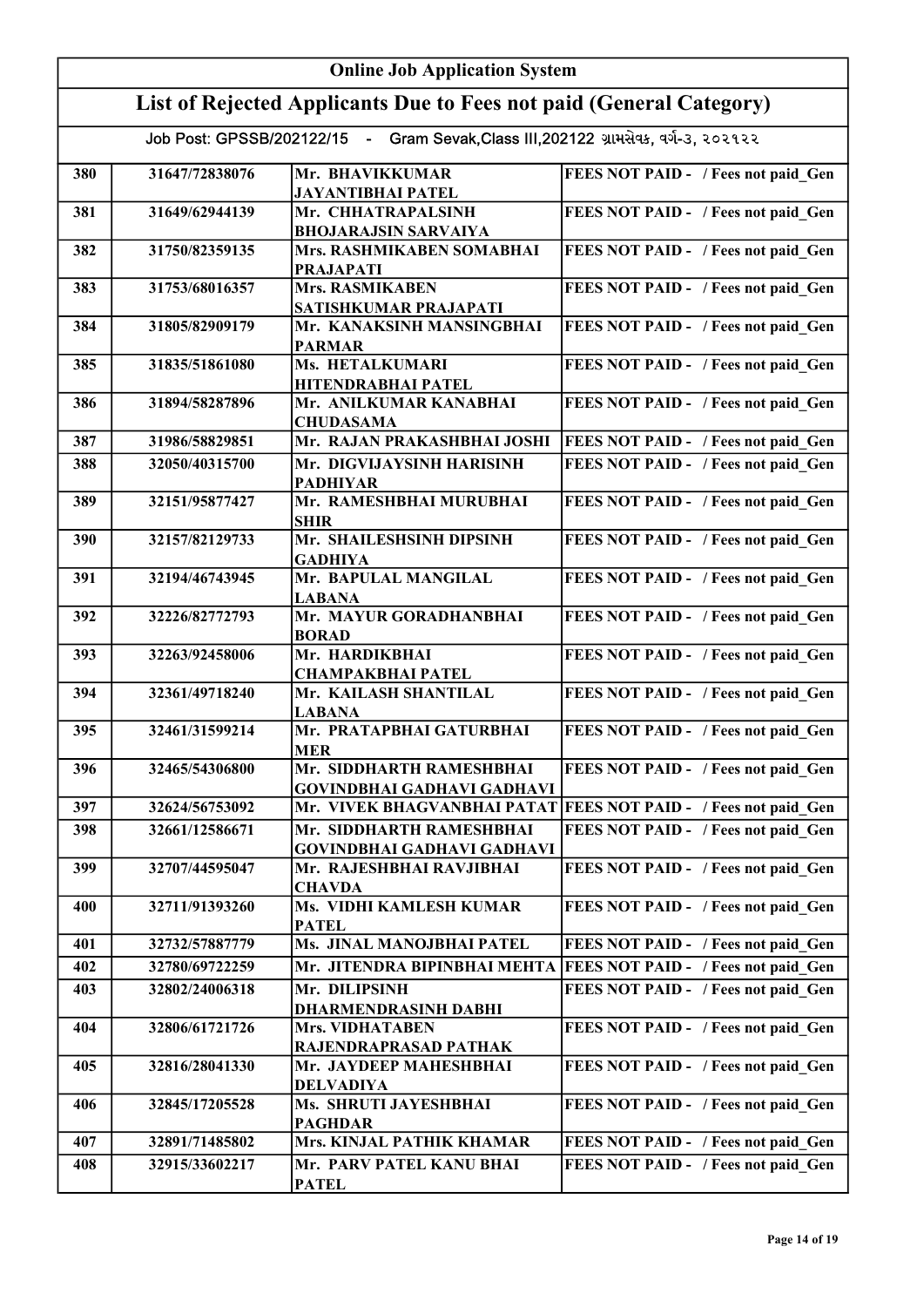# Online Job Application System

## List of Rejected Applicants Due to Fees not paid (General Category)

Job Post: GPSSB/202122/15 - Gram Sevak,Class III,202122 ગ્રામસેવક, વર્ગ-૩, ૨૦૨૧૨૨

| | | | |
|---|---|---|---|
| 380 | 31647/72838076 | Mr. BHAVIKKUMAR JAYANTIBHAI PATEL | FEES NOT PAID - / Fees not paid_Gen |
| 381 | 31649/62944139 | Mr. CHHATRAPALSINH BHOJARAJSIN SARVAIYA | FEES NOT PAID - / Fees not paid_Gen |
| 382 | 31750/82359135 | Mrs. RASHMIKABEN SOMABHAI PRAJAPATI | FEES NOT PAID - / Fees not paid_Gen |
| 383 | 31753/68016357 | Mrs. RASMIKABEN SATISHKUMAR PRAJAPATI | FEES NOT PAID - / Fees not paid_Gen |
| 384 | 31805/82909179 | Mr. KANAKSINH MANSINGBHAI PARMAR | FEES NOT PAID - / Fees not paid_Gen |
| 385 | 31835/51861080 | Ms. HETALKUMARI HITENDRABHAI PATEL | FEES NOT PAID - / Fees not paid_Gen |
| 386 | 31894/58287896 | Mr. ANILKUMAR KANABHAI CHUDASAMA | FEES NOT PAID - / Fees not paid_Gen |
| 387 | 31986/58829851 | Mr. RAJAN PRAKASHBHAI JOSHI | FEES NOT PAID - / Fees not paid_Gen |
| 388 | 32050/40315700 | Mr. DIGVIJAYSINH HARISINH PADHIYAR | FEES NOT PAID - / Fees not paid_Gen |
| 389 | 32151/95877427 | Mr. RAMESHBHAI MURUBHAI SHIR | FEES NOT PAID - / Fees not paid_Gen |
| 390 | 32157/82129733 | Mr. SHAILESHSINH DIPSINH GADHIYA | FEES NOT PAID - / Fees not paid_Gen |
| 391 | 32194/46743945 | Mr. BAPULAL MANGILAL LABANA | FEES NOT PAID - / Fees not paid_Gen |
| 392 | 32226/82772793 | Mr. MAYUR GORADHANBHAI BORAD | FEES NOT PAID - / Fees not paid_Gen |
| 393 | 32263/92458006 | Mr. HARDIKBHAI CHAMPAKBHAI PATEL | FEES NOT PAID - / Fees not paid_Gen |
| 394 | 32361/49718240 | Mr. KAILASH SHANTILAL LABANA | FEES NOT PAID - / Fees not paid_Gen |
| 395 | 32461/31599214 | Mr. PRATAPBHAI GATURBHAI MER | FEES NOT PAID - / Fees not paid_Gen |
| 396 | 32465/54306800 | Mr. SIDDHARTH RAMESHBHAI GOVINDBHAI GADHAVI GADHAVI | FEES NOT PAID - / Fees not paid_Gen |
| 397 | 32624/56753092 | Mr. VIVEK BHAGVANBHAI PATAT | FEES NOT PAID - / Fees not paid_Gen |
| 398 | 32661/12586671 | Mr. SIDDHARTH RAMESHBHAI GOVINDBHAI GADHAVI GADHAVI | FEES NOT PAID - / Fees not paid_Gen |
| 399 | 32707/44595047 | Mr. RAJESHBHAI RAVJIBHAI CHAVDA | FEES NOT PAID - / Fees not paid_Gen |
| 400 | 32711/91393260 | Ms. VIDHI KAMLESH KUMAR PATEL | FEES NOT PAID - / Fees not paid_Gen |
| 401 | 32732/57887779 | Ms. JINAL MANOJBHAI PATEL | FEES NOT PAID - / Fees not paid_Gen |
| 402 | 32780/69722259 | Mr. JITENDRA BIPINBHAI MEHTA | FEES NOT PAID - / Fees not paid_Gen |
| 403 | 32802/24006318 | Mr. DILIPSINH DHARMENDRASINH DABHI | FEES NOT PAID - / Fees not paid_Gen |
| 404 | 32806/61721726 | Mrs. VIDHATABEN RAJENDRAPRASAD PATHAK | FEES NOT PAID - / Fees not paid_Gen |
| 405 | 32816/28041330 | Mr. JAYDEEP MAHESHBHAI DELVADIYA | FEES NOT PAID - / Fees not paid_Gen |
| 406 | 32845/17205528 | Ms. SHRUTI JAYESHBHAI PAGHDAR | FEES NOT PAID - / Fees not paid_Gen |
| 407 | 32891/71485802 | Mrs. KINJAL PATHIK KHAMAR | FEES NOT PAID - / Fees not paid_Gen |
| 408 | 32915/33602217 | Mr. PARV PATEL KANU BHAI PATEL | FEES NOT PAID - / Fees not paid_Gen |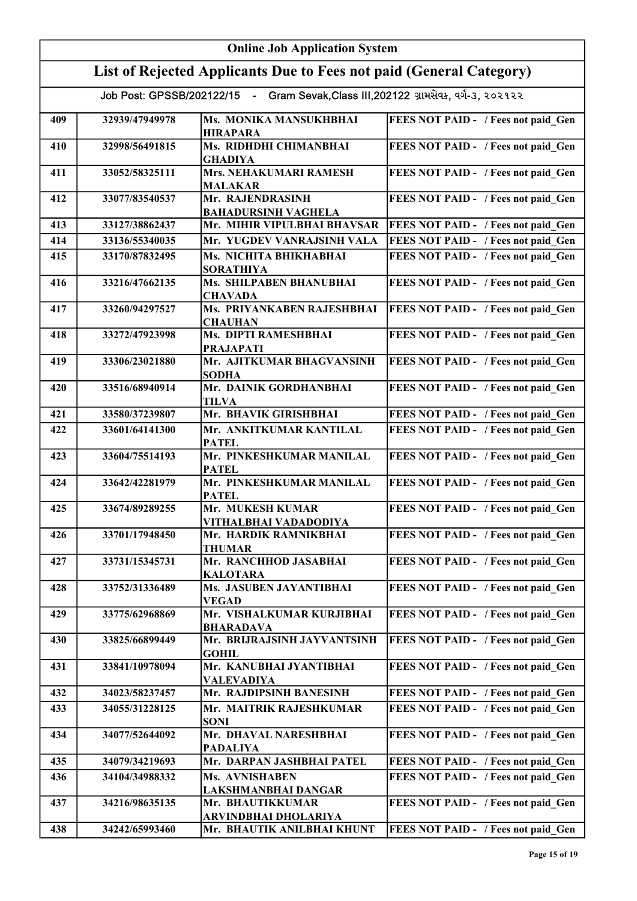# Online Job Application System

## List of Rejected Applicants Due to Fees not paid (General Category)

Job Post: GPSSB/202122/15 - Gram Sevak,Class III,202122 ગ્રામસેવક, વર્ગ-૩, ૨૦૨૧૨૨

| | | | |
|---|---|---|---|
| 409 | 32939/47949978 | Ms. MONIKA MANSUKHBHAI HIRAPARA | FEES NOT PAID - / Fees not paid_Gen |
| 410 | 32998/56491815 | Ms. RIDHDHI CHIMANBHAI GHADIYA | FEES NOT PAID - / Fees not paid_Gen |
| 411 | 33052/58325111 | Mrs. NEHAKUMARI RAMESH MALAKAR | FEES NOT PAID - / Fees not paid_Gen |
| 412 | 33077/83540537 | Mr. RAJENDRASINH BAHADURSINH VAGHELA | FEES NOT PAID - / Fees not paid_Gen |
| 413 | 33127/38862437 | Mr. MIHIR VIPULBHAI BHAVSAR | FEES NOT PAID - / Fees not paid_Gen |
| 414 | 33136/55340035 | Mr. YUGDEV VANRAJSINH VALA | FEES NOT PAID - / Fees not paid_Gen |
| 415 | 33170/87832495 | Ms. NICHITA BHIKHABHAI SORATHIYA | FEES NOT PAID - / Fees not paid_Gen |
| 416 | 33216/47662135 | Ms. SHILPABEN BHANUBHAI CHAVADA | FEES NOT PAID - / Fees not paid_Gen |
| 417 | 33260/94297527 | Ms. PRIYANKABEN RAJESHBHAI CHAUHAN | FEES NOT PAID - / Fees not paid_Gen |
| 418 | 33272/47923998 | Ms. DIPTI RAMESHBHAI PRAJAPATI | FEES NOT PAID - / Fees not paid_Gen |
| 419 | 33306/23021880 | Mr. AJITKUMAR BHAGVANSINH SODHA | FEES NOT PAID - / Fees not paid_Gen |
| 420 | 33516/68940914 | Mr. DAINIK GORDHANBHAI TILVA | FEES NOT PAID - / Fees not paid_Gen |
| 421 | 33580/37239807 | Mr. BHAVIK GIRISHBHAI | FEES NOT PAID - / Fees not paid_Gen |
| 422 | 33601/64141300 | Mr. ANKITKUMAR KANTILAL PATEL | FEES NOT PAID - / Fees not paid_Gen |
| 423 | 33604/75514193 | Mr. PINKESHKUMAR MANILAL PATEL | FEES NOT PAID - / Fees not paid_Gen |
| 424 | 33642/42281979 | Mr. PINKESHKUMAR MANILAL PATEL | FEES NOT PAID - / Fees not paid_Gen |
| 425 | 33674/89289255 | Mr. MUKESH KUMAR VITHALBHAI VADADODIYA | FEES NOT PAID - / Fees not paid_Gen |
| 426 | 33701/17948450 | Mr. HARDIK RAMNIKBHAI THUMAR | FEES NOT PAID - / Fees not paid_Gen |
| 427 | 33731/15345731 | Mr. RANCHHOD JASABHAI KALOTARA | FEES NOT PAID - / Fees not paid_Gen |
| 428 | 33752/31336489 | Ms. JASUBEN JAYANTIBHAI VEGAD | FEES NOT PAID - / Fees not paid_Gen |
| 429 | 33775/62968869 | Mr. VISHALKUMAR KURJIBHAI BHARADAVA | FEES NOT PAID - / Fees not paid_Gen |
| 430 | 33825/66899449 | Mr. BRIJRAJSINH JAYVANTSINH GOHIL | FEES NOT PAID - / Fees not paid_Gen |
| 431 | 33841/10978094 | Mr. KANUBHAI JYANTIBHAI VALEVADIYA | FEES NOT PAID - / Fees not paid_Gen |
| 432 | 34023/58237457 | Mr. RAJDIPSINH BANESINH | FEES NOT PAID - / Fees not paid_Gen |
| 433 | 34055/31228125 | Mr. MAITRIK RAJESHKUMAR SONI | FEES NOT PAID - / Fees not paid_Gen |
| 434 | 34077/52644092 | Mr. DHAVAL NARESHBHAI PADALIYA | FEES NOT PAID - / Fees not paid_Gen |
| 435 | 34079/34219693 | Mr. DARPAN JASHBHAI PATEL | FEES NOT PAID - / Fees not paid_Gen |
| 436 | 34104/34988332 | Ms. AVNISHABEN LAKSHMANBHAI DANGAR | FEES NOT PAID - / Fees not paid_Gen |
| 437 | 34216/98635135 | Mr. BHAUTIKKUMAR ARVINDBHAI DHOLARIYA | FEES NOT PAID - / Fees not paid_Gen |
| 438 | 34242/65993460 | Mr. BHAUTIK ANILBHAI KHUNT | FEES NOT PAID - / Fees not paid_Gen |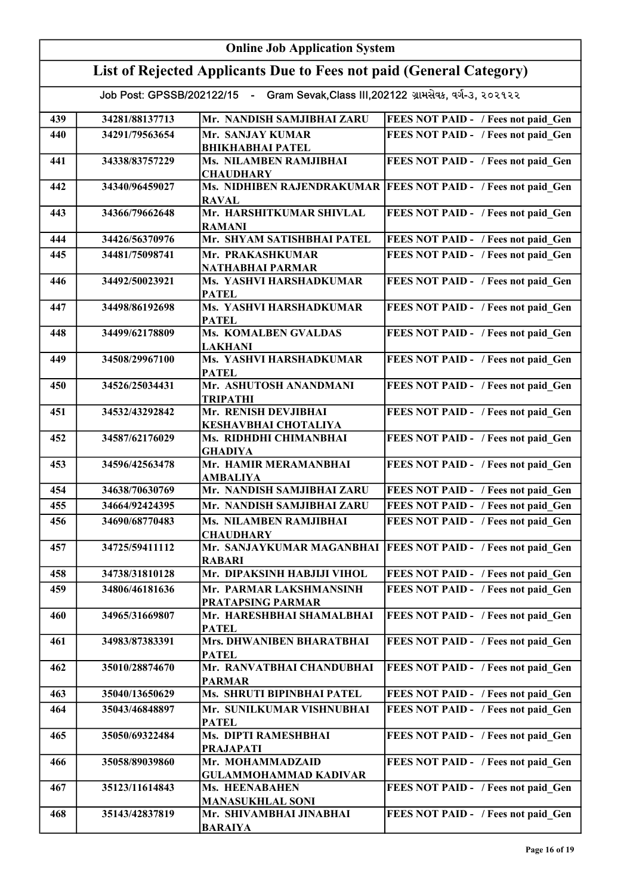# Online Job Application System

## List of Rejected Applicants Due to Fees not paid (General Category)

Job Post: GPSSB/202122/15 - Gram Sevak,Class III,202122 ગ્રામસેવક, વર્ગ-૩, ૨૦૨૧૨૨

| | | | |
|---|---|---|---|
| 439 | 34281/88137713 | Mr. NANDISH SAMJIBHAI ZARU | FEES NOT PAID - / Fees not paid_Gen |
| 440 | 34291/79563654 | Mr. SANJAY KUMAR BHIKHABHAI PATEL | FEES NOT PAID - / Fees not paid_Gen |
| 441 | 34338/83757229 | Ms. NILAMBEN RAMJIBHAI CHAUDHARY | FEES NOT PAID - / Fees not paid_Gen |
| 442 | 34340/96459027 | Ms. NIDHIBEN RAJENDRAKUMAR RAVAL | FEES NOT PAID - / Fees not paid_Gen |
| 443 | 34366/79662648 | Mr. HARSHITKUMAR SHIVLAL RAMANI | FEES NOT PAID - / Fees not paid_Gen |
| 444 | 34426/56370976 | Mr. SHYAM SATISHBHAI PATEL | FEES NOT PAID - / Fees not paid_Gen |
| 445 | 34481/75098741 | Mr. PRAKASHKUMAR NATHABHAI PARMAR | FEES NOT PAID - / Fees not paid_Gen |
| 446 | 34492/50023921 | Ms. YASHVI HARSHADKUMAR PATEL | FEES NOT PAID - / Fees not paid_Gen |
| 447 | 34498/86192698 | Ms. YASHVI HARSHADKUMAR PATEL | FEES NOT PAID - / Fees not paid_Gen |
| 448 | 34499/62178809 | Ms. KOMALBEN GVALDAS LAKHANI | FEES NOT PAID - / Fees not paid_Gen |
| 449 | 34508/29967100 | Ms. YASHVI HARSHADKUMAR PATEL | FEES NOT PAID - / Fees not paid_Gen |
| 450 | 34526/25034431 | Mr. ASHUTOSH ANANDMANI TRIPATHI | FEES NOT PAID - / Fees not paid_Gen |
| 451 | 34532/43292842 | Mr. RENISH DEVJIBHAI KESHAVBHAI CHOTALIYA | FEES NOT PAID - / Fees not paid_Gen |
| 452 | 34587/62176029 | Ms. RIDHDHI CHIMANBHAI GHADIYA | FEES NOT PAID - / Fees not paid_Gen |
| 453 | 34596/42563478 | Mr. HAMIR MERAMANBHAI AMBALIYA | FEES NOT PAID - / Fees not paid_Gen |
| 454 | 34638/70630769 | Mr. NANDISH SAMJIBHAI ZARU | FEES NOT PAID - / Fees not paid_Gen |
| 455 | 34664/92424395 | Mr. NANDISH SAMJIBHAI ZARU | FEES NOT PAID - / Fees not paid_Gen |
| 456 | 34690/68770483 | Ms. NILAMBEN RAMJIBHAI CHAUDHARY | FEES NOT PAID - / Fees not paid_Gen |
| 457 | 34725/59411112 | Mr. SANJAYKUMAR MAGANBHAI RABARI | FEES NOT PAID - / Fees not paid_Gen |
| 458 | 34738/31810128 | Mr. DIPAKSINH HABJIJI VIHOL | FEES NOT PAID - / Fees not paid_Gen |
| 459 | 34806/46181636 | Mr. PARMAR LAKSHMANSINH PRATAPSING PARMAR | FEES NOT PAID - / Fees not paid_Gen |
| 460 | 34965/31669807 | Mr. HARESHBHAI SHAMALBHAI PATEL | FEES NOT PAID - / Fees not paid_Gen |
| 461 | 34983/87383391 | Mrs. DHWANIBEN BHARATBHAI PATEL | FEES NOT PAID - / Fees not paid_Gen |
| 462 | 35010/28874670 | Mr. RANVATBHAI CHANDUBHAI PARMAR | FEES NOT PAID - / Fees not paid_Gen |
| 463 | 35040/13650629 | Ms. SHRUTI BIPINBHAI PATEL | FEES NOT PAID - / Fees not paid_Gen |
| 464 | 35043/46848897 | Mr. SUNILKUMAR VISHNUBHAI PATEL | FEES NOT PAID - / Fees not paid_Gen |
| 465 | 35050/69322484 | Ms. DIPTI RAMESHBHAI PRAJAPATI | FEES NOT PAID - / Fees not paid_Gen |
| 466 | 35058/89039860 | Mr. MOHAMMADZAID GULAMMOHAMMAD KADIVAR | FEES NOT PAID - / Fees not paid_Gen |
| 467 | 35123/11614843 | Ms. HEENABAHEN MANASUKHLAL SONI | FEES NOT PAID - / Fees not paid_Gen |
| 468 | 35143/42837819 | Mr. SHIVAMBHAI JINABHAI BARAIYA | FEES NOT PAID - / Fees not paid_Gen |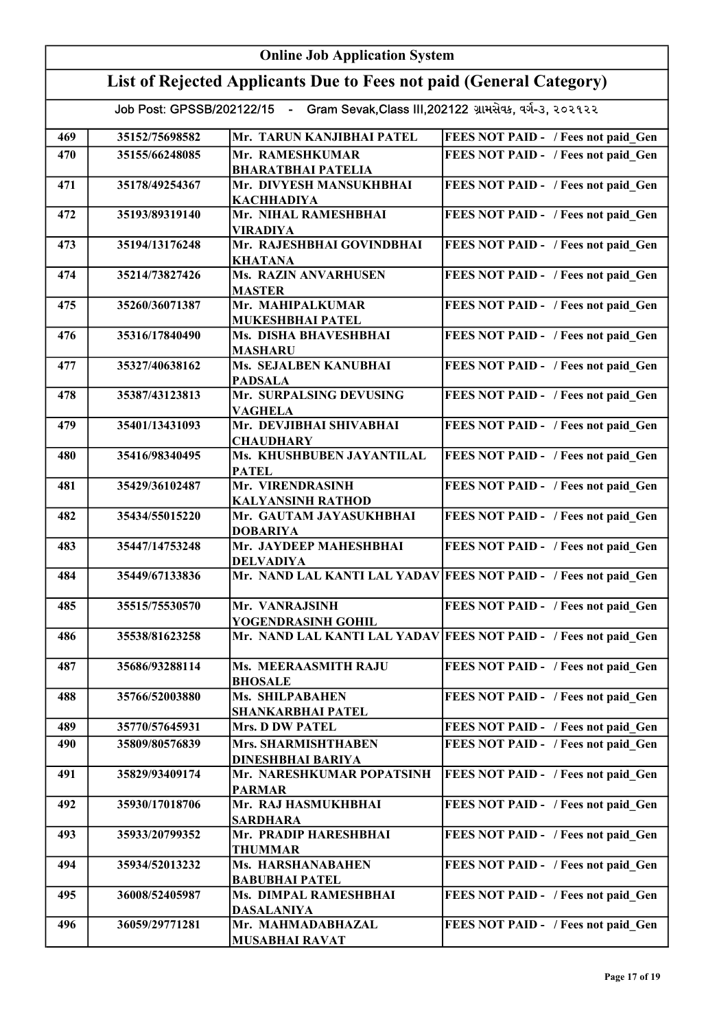# Online Job Application System

## List of Rejected Applicants Due to Fees not paid (General Category)

Job Post: GPSSB/202122/15 - Gram Sevak,Class III,202122 ગ્રામસેવક, વર્ગ-૩, ૨૦૨૧૨૨

| | | | |
|---|---|---|---|
| 469 | 35152/75698582 | Mr. TARUN KANJIBHAI PATEL | FEES NOT PAID - / Fees not paid_Gen |
| 470 | 35155/66248085 | Mr. RAMESHKUMAR BHARATBHAI PATELIA | FEES NOT PAID - / Fees not paid_Gen |
| 471 | 35178/49254367 | Mr. DIVYESH MANSUKHBHAI KACHHADIYA | FEES NOT PAID - / Fees not paid_Gen |
| 472 | 35193/89319140 | Mr. NIHAL RAMESHBHAI VIRADIYA | FEES NOT PAID - / Fees not paid_Gen |
| 473 | 35194/13176248 | Mr. RAJESHBHAI GOVINDBHAI KHATANA | FEES NOT PAID - / Fees not paid_Gen |
| 474 | 35214/73827426 | Ms. RAZIN ANVARHUSEN MASTER | FEES NOT PAID - / Fees not paid_Gen |
| 475 | 35260/36071387 | Mr. MAHIPALKUMAR MUKESHBHAI PATEL | FEES NOT PAID - / Fees not paid_Gen |
| 476 | 35316/17840490 | Ms. DISHA BHAVESHBHAI MASHARU | FEES NOT PAID - / Fees not paid_Gen |
| 477 | 35327/40638162 | Ms. SEJALBEN KANUBHAI PADSALA | FEES NOT PAID - / Fees not paid_Gen |
| 478 | 35387/43123813 | Mr. SURPALSING DEVUSING VAGHELA | FEES NOT PAID - / Fees not paid_Gen |
| 479 | 35401/13431093 | Mr. DEVJIBHAI SHIVABHAI CHAUDHARY | FEES NOT PAID - / Fees not paid_Gen |
| 480 | 35416/98340495 | Ms. KHUSHBUBEN JAYANTILAL PATEL | FEES NOT PAID - / Fees not paid_Gen |
| 481 | 35429/36102487 | Mr. VIRENDRASINH KALYANSINH RATHOD | FEES NOT PAID - / Fees not paid_Gen |
| 482 | 35434/55015220 | Mr. GAUTAM JAYASUKHBHAI DOBARIYA | FEES NOT PAID - / Fees not paid_Gen |
| 483 | 35447/14753248 | Mr. JAYDEEP MAHESHBHAI DELVADIYA | FEES NOT PAID - / Fees not paid_Gen |
| 484 | 35449/67133836 | Mr. NAND LAL KANTI LAL YADAV | FEES NOT PAID - / Fees not paid_Gen |
| 485 | 35515/75530570 | Mr. VANRAJSINH YOGENDRASINH GOHIL | FEES NOT PAID - / Fees not paid_Gen |
| 486 | 35538/81623258 | Mr. NAND LAL KANTI LAL YADAV | FEES NOT PAID - / Fees not paid_Gen |
| 487 | 35686/93288114 | Ms. MEERAASMITH RAJU BHOSALE | FEES NOT PAID - / Fees not paid_Gen |
| 488 | 35766/52003880 | Ms. SHILPABAHEN SHANKARBHAI PATEL | FEES NOT PAID - / Fees not paid_Gen |
| 489 | 35770/57645931 | Mrs. D DW PATEL | FEES NOT PAID - / Fees not paid_Gen |
| 490 | 35809/80576839 | Mrs. SHARMISHTHABEN DINESHBHAI BARIYA | FEES NOT PAID - / Fees not paid_Gen |
| 491 | 35829/93409174 | Mr. NARESHKUMAR POPATSINH PARMAR | FEES NOT PAID - / Fees not paid_Gen |
| 492 | 35930/17018706 | Mr. RAJ HASMUKHBHAI SARDHARA | FEES NOT PAID - / Fees not paid_Gen |
| 493 | 35933/20799352 | Mr. PRADIP HARESHBHAI THUMMAR | FEES NOT PAID - / Fees not paid_Gen |
| 494 | 35934/52013232 | Ms. HARSHANABAHEN BABUBHAI PATEL | FEES NOT PAID - / Fees not paid_Gen |
| 495 | 36008/52405987 | Ms. DIMPAL RAMESHBHAI DASALANIYA | FEES NOT PAID - / Fees not paid_Gen |
| 496 | 36059/29771281 | Mr. MAHMADABHAZAL MUSABHAI RAVAT | FEES NOT PAID - / Fees not paid_Gen |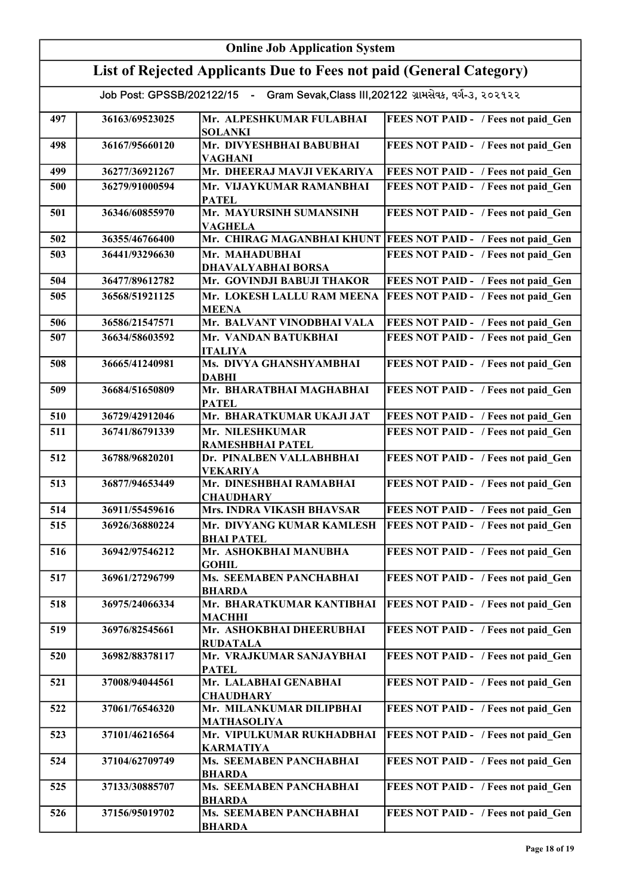# Online Job Application System

## List of Rejected Applicants Due to Fees not paid (General Category)

Job Post: GPSSB/202122/15 - Gram Sevak,Class III,202122 ગ્રામસેવક, વર્ગ-૩, ૨૦૨૧૨૨

| | | | |
|---|---|---|---|
| 497 | 36163/69523025 | Mr. ALPESHKUMAR FULABHAI SOLANKI | FEES NOT PAID - / Fees not paid_Gen |
| 498 | 36167/95660120 | Mr. DIVYESHBHAI BABUBHAI VAGHANI | FEES NOT PAID - / Fees not paid_Gen |
| 499 | 36277/36921267 | Mr. DHEERAJ MAVJI VEKARIYA | FEES NOT PAID - / Fees not paid_Gen |
| 500 | 36279/91000594 | Mr. VIJAYKUMAR RAMANBHAI PATEL | FEES NOT PAID - / Fees not paid_Gen |
| 501 | 36346/60855970 | Mr. MAYURSINH SUMANSINH VAGHELA | FEES NOT PAID - / Fees not paid_Gen |
| 502 | 36355/46766400 | Mr. CHIRAG MAGANBHAI KHUNT | FEES NOT PAID - / Fees not paid_Gen |
| 503 | 36441/93296630 | Mr. MAHADUBHAI DHAVALYABHAI BORSA | FEES NOT PAID - / Fees not paid_Gen |
| 504 | 36477/89612782 | Mr. GOVINDJI BABUJI THAKOR | FEES NOT PAID - / Fees not paid_Gen |
| 505 | 36568/51921125 | Mr. LOKESH LALLU RAM MEENA MEENA | FEES NOT PAID - / Fees not paid_Gen |
| 506 | 36586/21547571 | Mr. BALVANT VINODBHAI VALA | FEES NOT PAID - / Fees not paid_Gen |
| 507 | 36634/58603592 | Mr. VANDAN BATUKBHAI ITALIYA | FEES NOT PAID - / Fees not paid_Gen |
| 508 | 36665/41240981 | Ms. DIVYA GHANSHYAMBHAI DABHI | FEES NOT PAID - / Fees not paid_Gen |
| 509 | 36684/51650809 | Mr. BHARATBHAI MAGHABHAI PATEL | FEES NOT PAID - / Fees not paid_Gen |
| 510 | 36729/42912046 | Mr. BHARATKUMAR UKAJI JAT | FEES NOT PAID - / Fees not paid_Gen |
| 511 | 36741/86791339 | Mr. NILESHKUMAR RAMESHBHAI PATEL | FEES NOT PAID - / Fees not paid_Gen |
| 512 | 36788/96820201 | Dr. PINALBEN VALLABHBHAI VEKARIYA | FEES NOT PAID - / Fees not paid_Gen |
| 513 | 36877/94653449 | Mr. DINESHBHAI RAMABHAI CHAUDHARY | FEES NOT PAID - / Fees not paid_Gen |
| 514 | 36911/55459616 | Mrs. INDRA VIKASH BHAVSAR | FEES NOT PAID - / Fees not paid_Gen |
| 515 | 36926/36880224 | Mr. DIVYANG KUMAR KAMLESH BHAI PATEL | FEES NOT PAID - / Fees not paid_Gen |
| 516 | 36942/97546212 | Mr. ASHOKBHAI MANUBHA GOHIL | FEES NOT PAID - / Fees not paid_Gen |
| 517 | 36961/27296799 | Ms. SEEMABEN PANCHABHAI BHARDA | FEES NOT PAID - / Fees not paid_Gen |
| 518 | 36975/24066334 | Mr. BHARATKUMAR KANTIBHAI MACHHI | FEES NOT PAID - / Fees not paid_Gen |
| 519 | 36976/82545661 | Mr. ASHOKBHAI DHEERUBHAI RUDATALA | FEES NOT PAID - / Fees not paid_Gen |
| 520 | 36982/88378117 | Mr. VRAJKUMAR SANJAYBHAI PATEL | FEES NOT PAID - / Fees not paid_Gen |
| 521 | 37008/94044561 | Mr. LALABHAI GENABHAI CHAUDHARY | FEES NOT PAID - / Fees not paid_Gen |
| 522 | 37061/76546320 | Mr. MILANKUMAR DILIPBHAI MATHASOLIYA | FEES NOT PAID - / Fees not paid_Gen |
| 523 | 37101/46216564 | Mr. VIPULKUMAR RUKHADBHAI KARMATIYA | FEES NOT PAID - / Fees not paid_Gen |
| 524 | 37104/62709749 | Ms. SEEMABEN PANCHABHAI BHARDA | FEES NOT PAID - / Fees not paid_Gen |
| 525 | 37133/30885707 | Ms. SEEMABEN PANCHABHAI BHARDA | FEES NOT PAID - / Fees not paid_Gen |
| 526 | 37156/95019702 | Ms. SEEMABEN PANCHABHAI BHARDA | FEES NOT PAID - / Fees not paid_Gen |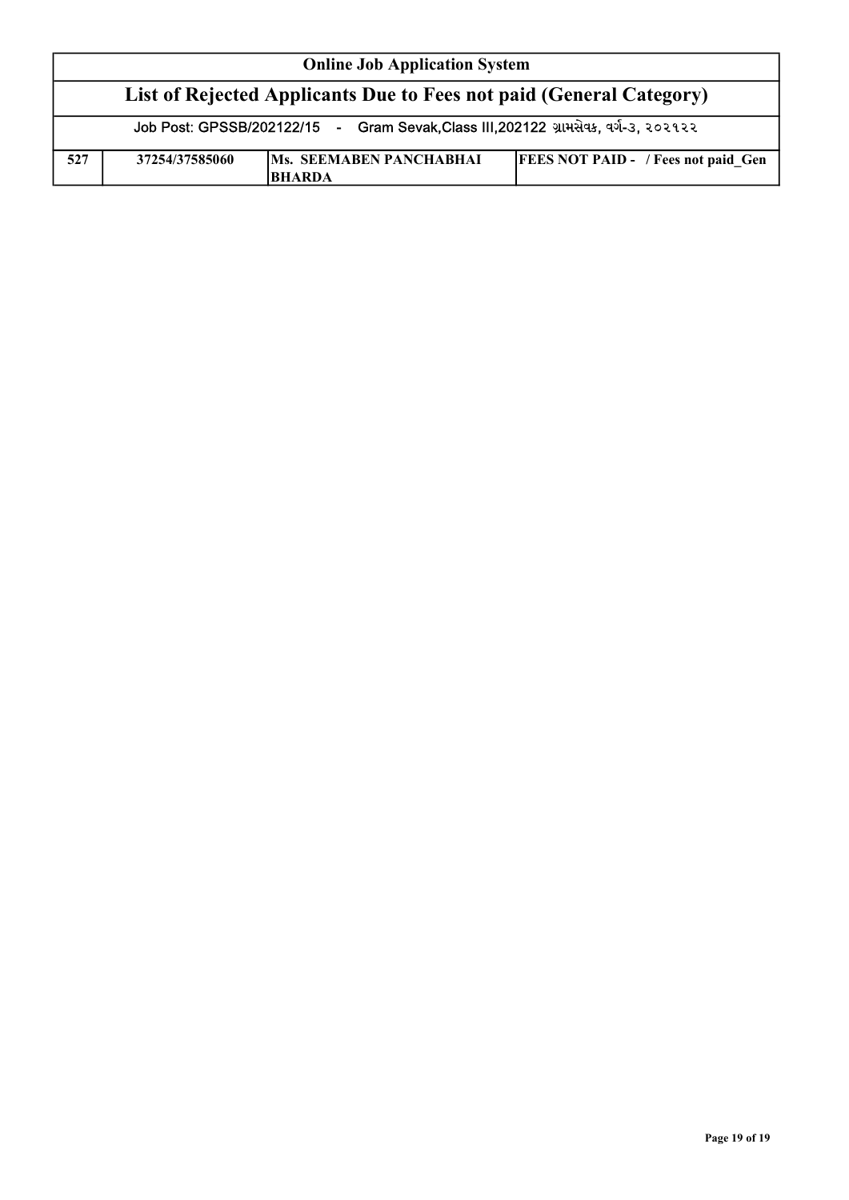## Online Job Application System

## List of Rejected Applicants Due to Fees not paid (General Category)

Job Post: GPSSB/202122/15 - Gram Sevak,Class III,202122 ગ્રામસેવક, વર્ગ-૩, ૨૦૨૧૨૨

| | | | |
|---|---|---|---|
| 527 | 37254/37585060 | Ms. SEEMABEN PANCHABHAI BHARDA | FEES NOT PAID - / Fees not paid_Gen |